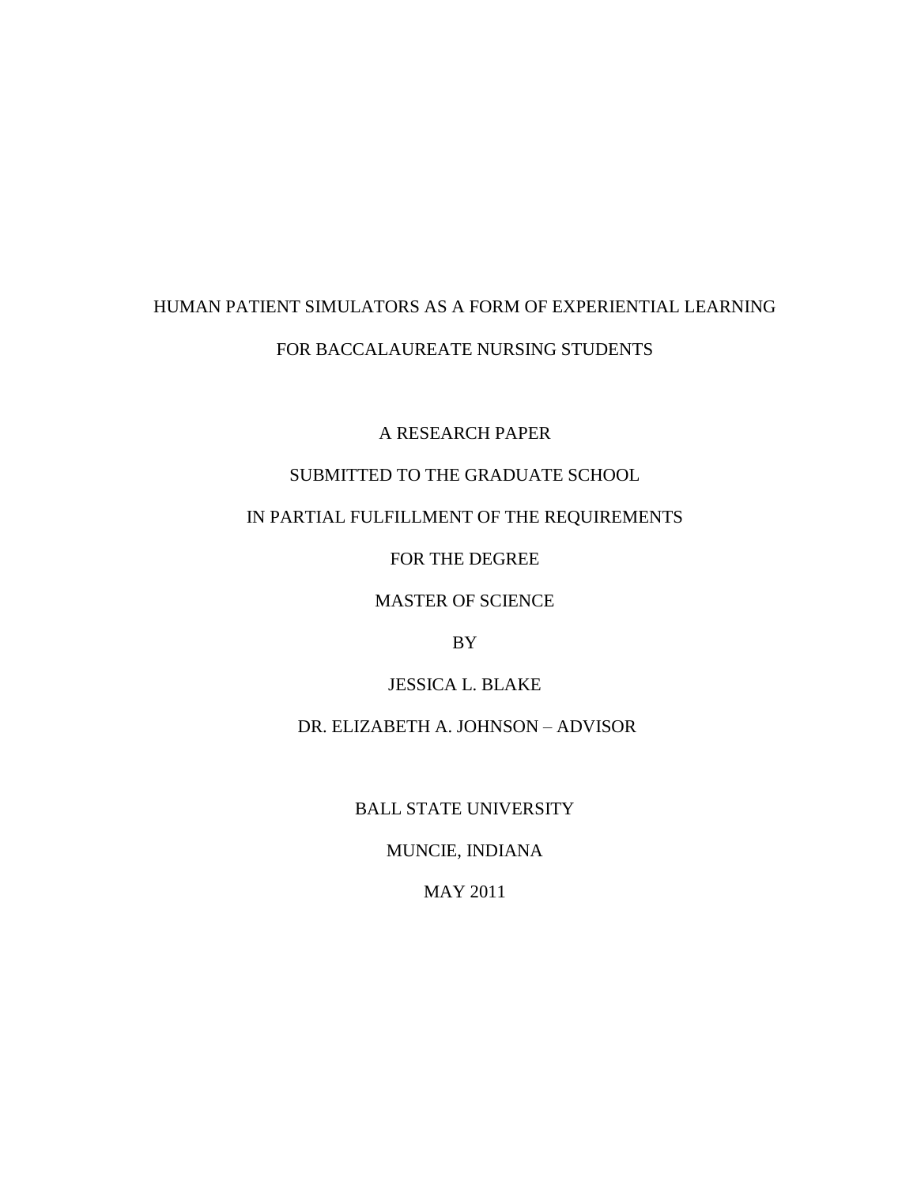# HUMAN PATIENT SIMULATORS AS A FORM OF EXPERIENTIAL LEARNING FOR BACCALAUREATE NURSING STUDENTS

A RESEARCH PAPER

SUBMITTED TO THE GRADUATE SCHOOL

IN PARTIAL FULFILLMENT OF THE REQUIREMENTS

FOR THE DEGREE

MASTER OF SCIENCE

BY

JESSICA L. BLAKE

DR. ELIZABETH A. JOHNSON – ADVISOR

BALL STATE UNIVERSITY

MUNCIE, INDIANA

MAY 2011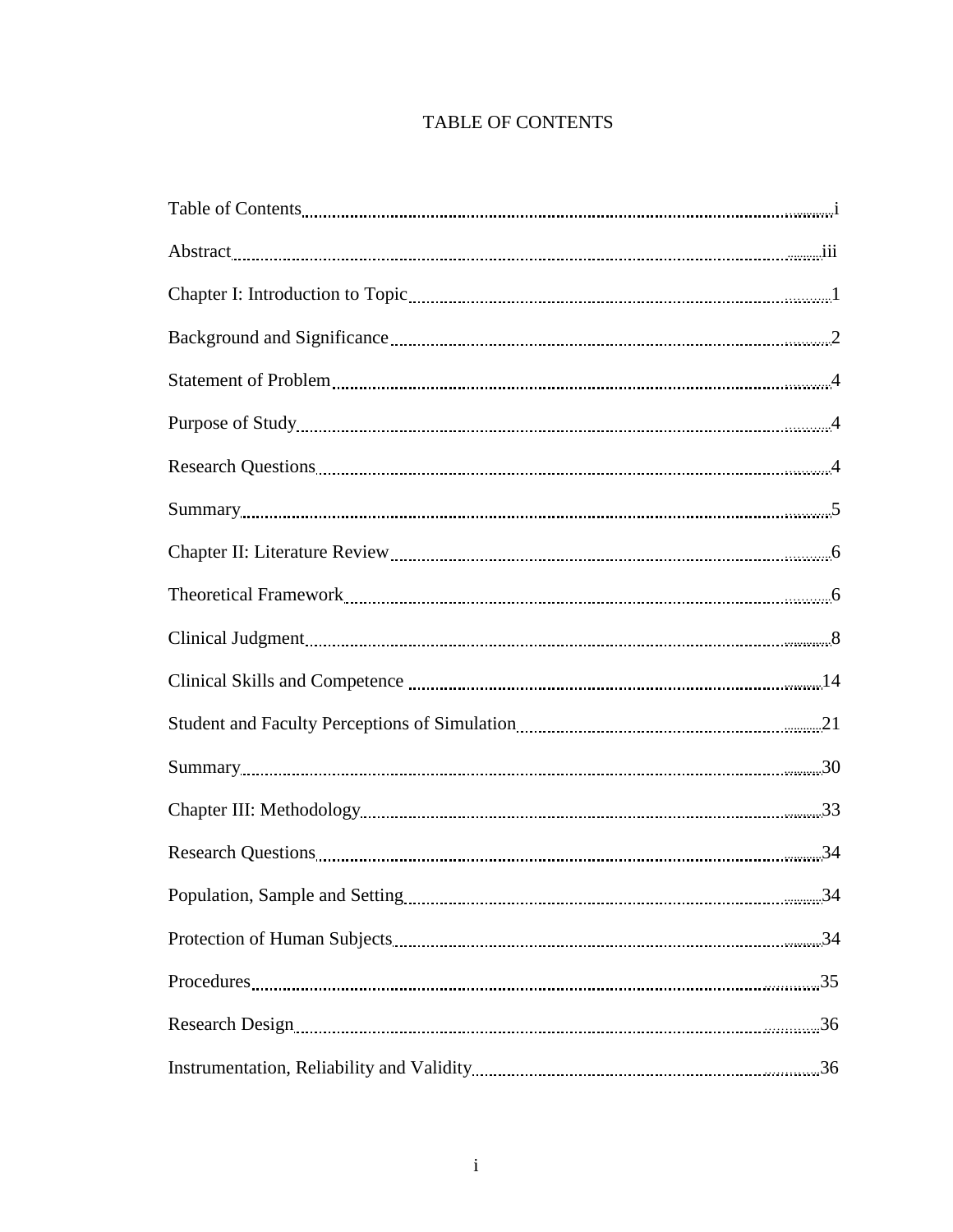# TABLE OF CONTENTS

| | |
|---|---|
| Table of Contents | i |
| Abstract | iii |
| Chapter I: Introduction to Topic | 1 |
| Background and Significance | 2 |
| Statement of Problem | 4 |
| Purpose of Study | 4 |
| Research Questions | 4 |
| Summary | 5 |
| Chapter II: Literature Review | 6 |
| Theoretical Framework | 6 |
| Clinical Judgment | 8 |
| Clinical Skills and Competence | 14 |
| Student and Faculty Perceptions of Simulation | 21 |
| Summary | 30 |
| Chapter III: Methodology | 33 |
| Research Questions | 34 |
| Population, Sample and Setting | 34 |
| Protection of Human Subjects | 34 |
| Procedures | 35 |
| Research Design | 36 |
| Instrumentation, Reliability and Validity | 36 |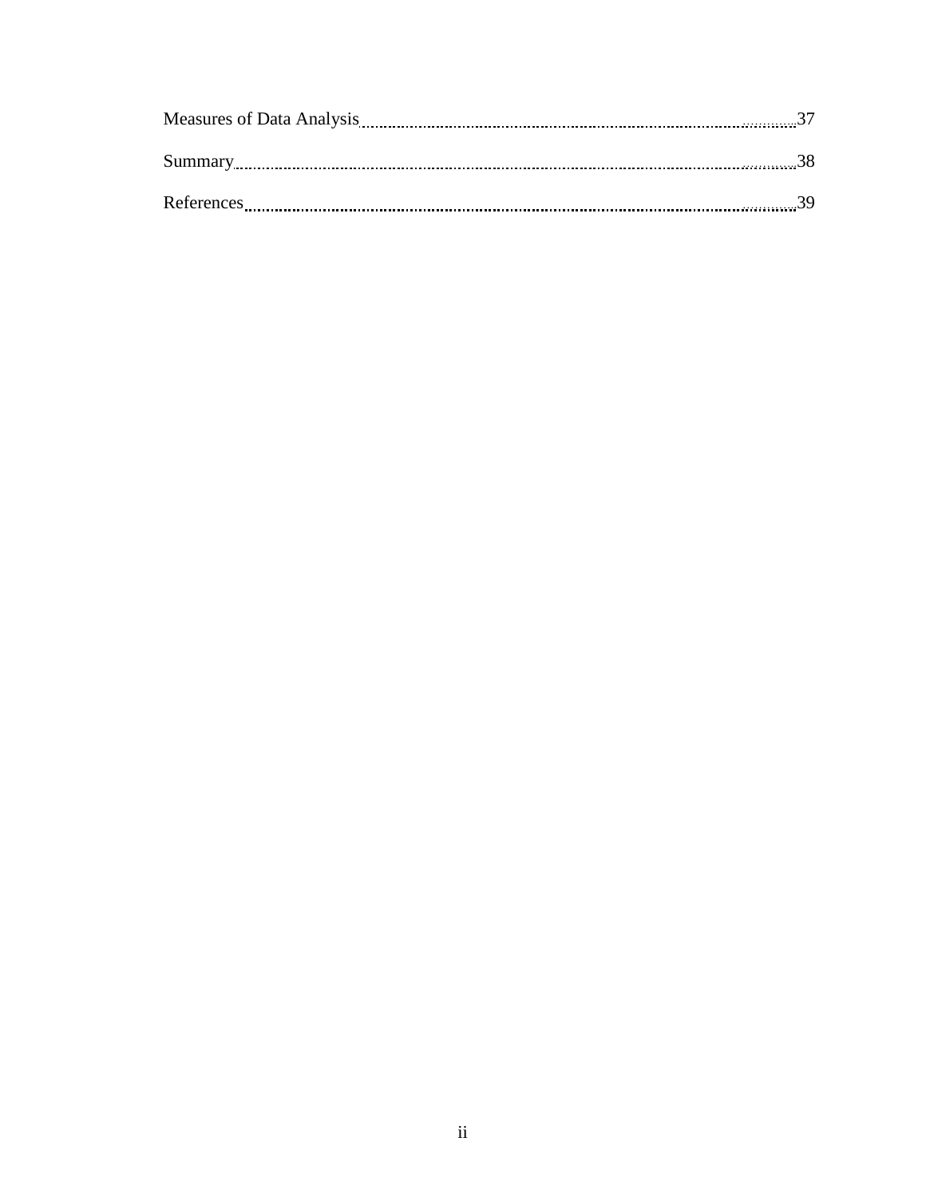Measures of Data Analysis .................................................................................... 37

Summary .................................................................................................................. 38

References ................................................................................................................ 39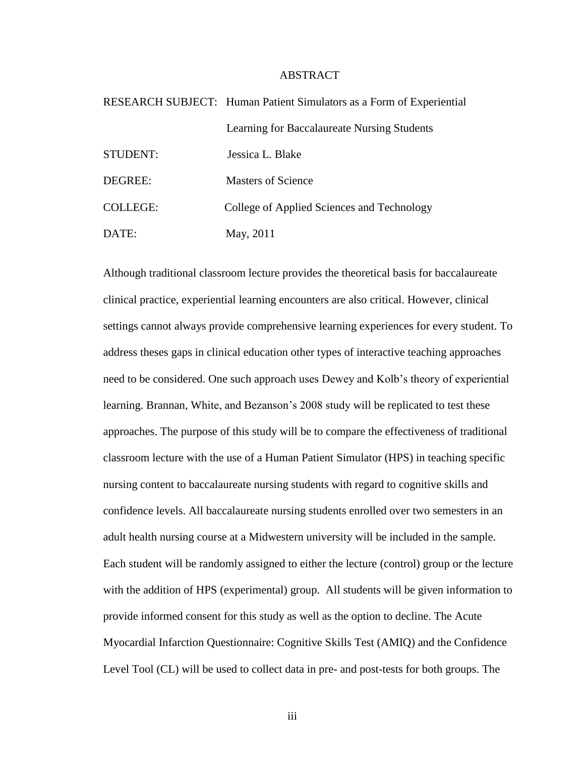# ABSTRACT

RESEARCH SUBJECT: Human Patient Simulators as a Form of Experiential Learning for Baccalaureate Nursing Students

STUDENT: Jessica L. Blake

DEGREE: Masters of Science

COLLEGE: College of Applied Sciences and Technology

DATE: May, 2011

Although traditional classroom lecture provides the theoretical basis for baccalaureate clinical practice, experiential learning encounters are also critical. However, clinical settings cannot always provide comprehensive learning experiences for every student. To address theses gaps in clinical education other types of interactive teaching approaches need to be considered. One such approach uses Dewey and Kolb's theory of experiential learning. Brannan, White, and Bezanson's 2008 study will be replicated to test these approaches. The purpose of this study will be to compare the effectiveness of traditional classroom lecture with the use of a Human Patient Simulator (HPS) in teaching specific nursing content to baccalaureate nursing students with regard to cognitive skills and confidence levels. All baccalaureate nursing students enrolled over two semesters in an adult health nursing course at a Midwestern university will be included in the sample. Each student will be randomly assigned to either the lecture (control) group or the lecture with the addition of HPS (experimental) group. All students will be given information to provide informed consent for this study as well as the option to decline. The Acute Myocardial Infarction Questionnaire: Cognitive Skills Test (AMIQ) and the Confidence Level Tool (CL) will be used to collect data in pre- and post-tests for both groups. The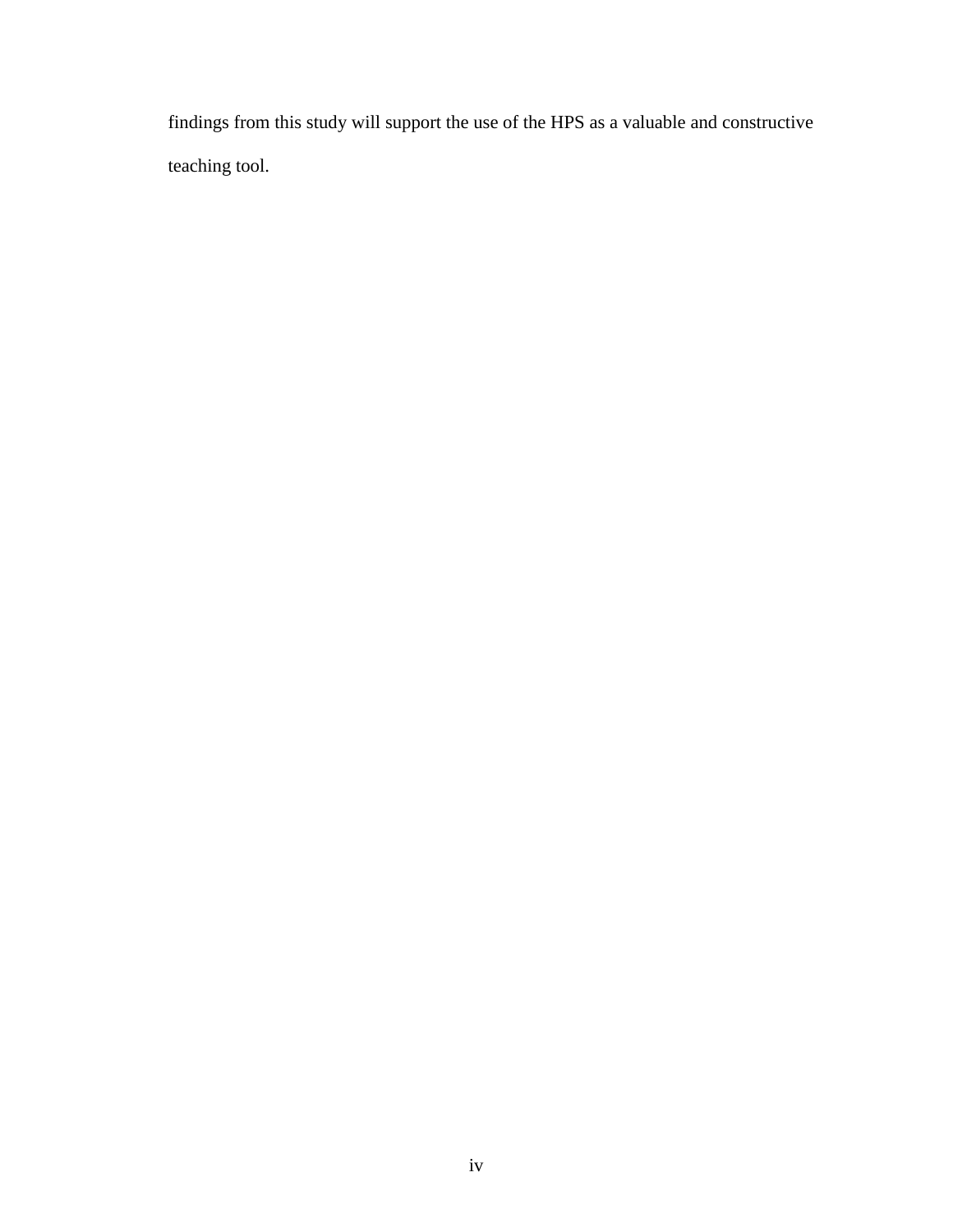findings from this study will support the use of the HPS as a valuable and constructive teaching tool.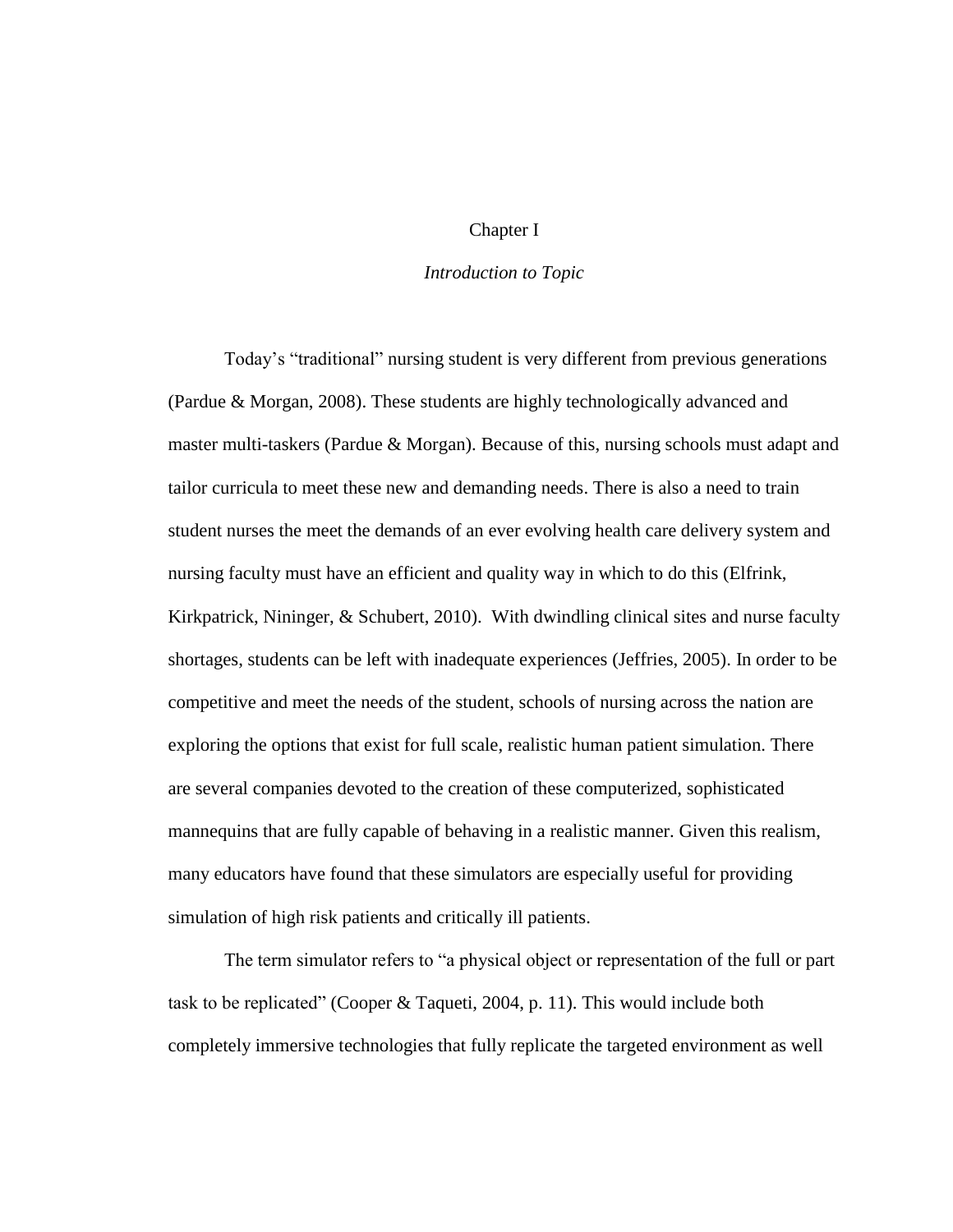# Chapter I

## *Introduction to Topic*

Today's "traditional" nursing student is very different from previous generations (Pardue & Morgan, 2008). These students are highly technologically advanced and master multi-taskers (Pardue & Morgan). Because of this, nursing schools must adapt and tailor curricula to meet these new and demanding needs. There is also a need to train student nurses the meet the demands of an ever evolving health care delivery system and nursing faculty must have an efficient and quality way in which to do this (Elfrink, Kirkpatrick, Nininger, & Schubert, 2010). With dwindling clinical sites and nurse faculty shortages, students can be left with inadequate experiences (Jeffries, 2005). In order to be competitive and meet the needs of the student, schools of nursing across the nation are exploring the options that exist for full scale, realistic human patient simulation. There are several companies devoted to the creation of these computerized, sophisticated mannequins that are fully capable of behaving in a realistic manner. Given this realism, many educators have found that these simulators are especially useful for providing simulation of high risk patients and critically ill patients.

The term simulator refers to "a physical object or representation of the full or part task to be replicated" (Cooper & Taqueti, 2004, p. 11). This would include both completely immersive technologies that fully replicate the targeted environment as well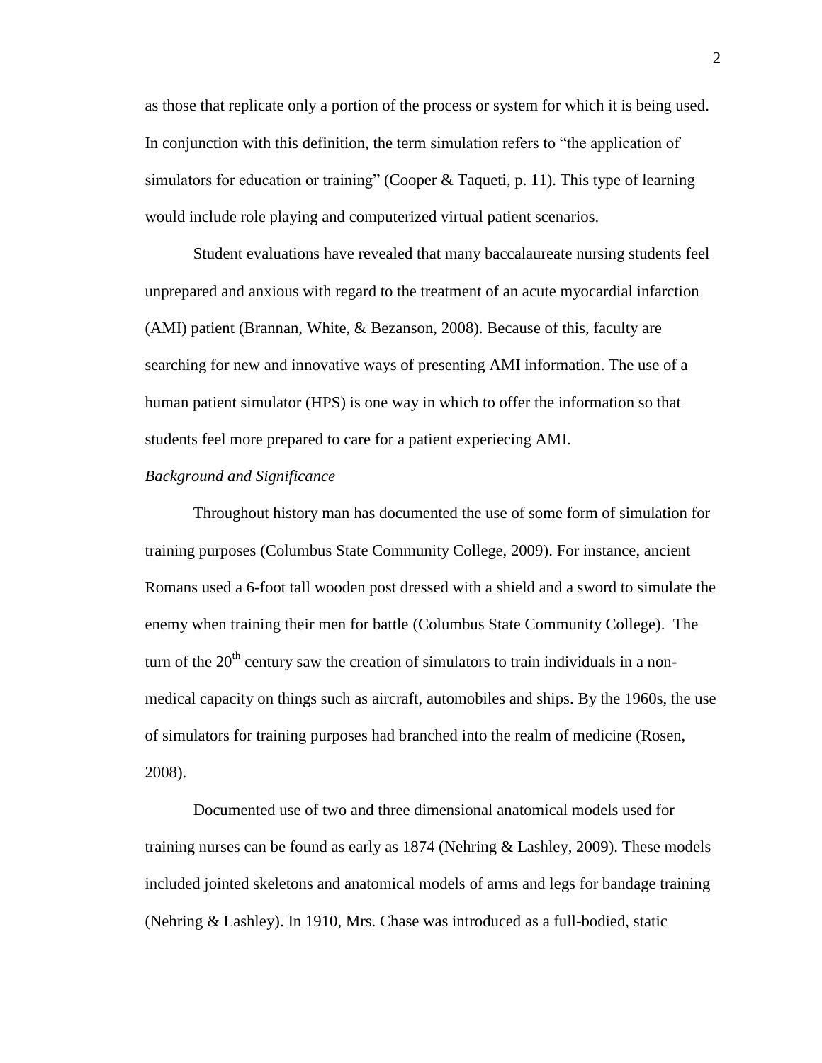as those that replicate only a portion of the process or system for which it is being used. In conjunction with this definition, the term simulation refers to "the application of simulators for education or training" (Cooper & Taqueti, p. 11). This type of learning would include role playing and computerized virtual patient scenarios.

Student evaluations have revealed that many baccalaureate nursing students feel unprepared and anxious with regard to the treatment of an acute myocardial infarction (AMI) patient (Brannan, White, & Bezanson, 2008). Because of this, faculty are searching for new and innovative ways of presenting AMI information. The use of a human patient simulator (HPS) is one way in which to offer the information so that students feel more prepared to care for a patient experiecing AMI.

*Background and Significance*

Throughout history man has documented the use of some form of simulation for training purposes (Columbus State Community College, 2009). For instance, ancient Romans used a 6-foot tall wooden post dressed with a shield and a sword to simulate the enemy when training their men for battle (Columbus State Community College). The turn of the 20th century saw the creation of simulators to train individuals in a non-medical capacity on things such as aircraft, automobiles and ships. By the 1960s, the use of simulators for training purposes had branched into the realm of medicine (Rosen, 2008).

Documented use of two and three dimensional anatomical models used for training nurses can be found as early as 1874 (Nehring & Lashley, 2009). These models included jointed skeletons and anatomical models of arms and legs for bandage training (Nehring & Lashley). In 1910, Mrs. Chase was introduced as a full-bodied, static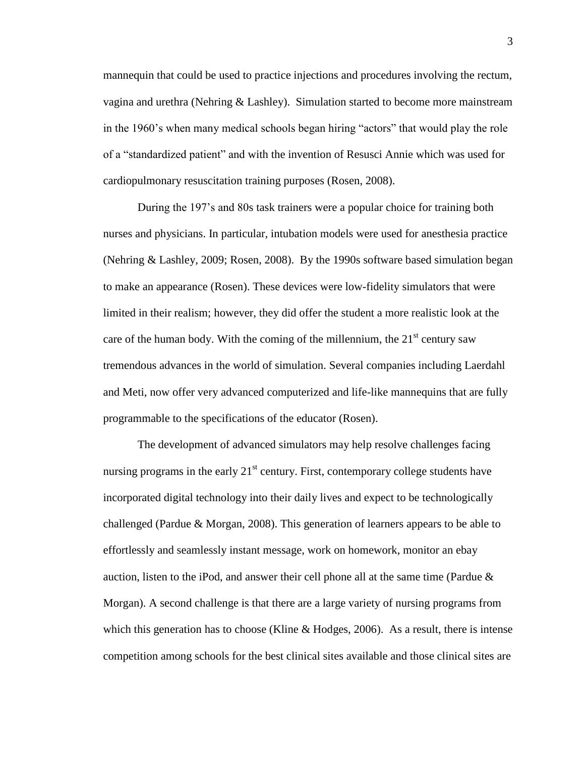mannequin that could be used to practice injections and procedures involving the rectum, vagina and urethra (Nehring & Lashley). Simulation started to become more mainstream in the 1960's when many medical schools began hiring "actors" that would play the role of a "standardized patient" and with the invention of Resusci Annie which was used for cardiopulmonary resuscitation training purposes (Rosen, 2008).

During the 197's and 80s task trainers were a popular choice for training both nurses and physicians. In particular, intubation models were used for anesthesia practice (Nehring & Lashley, 2009; Rosen, 2008). By the 1990s software based simulation began to make an appearance (Rosen). These devices were low-fidelity simulators that were limited in their realism; however, they did offer the student a more realistic look at the care of the human body. With the coming of the millennium, the 21st century saw tremendous advances in the world of simulation. Several companies including Laerdahl and Meti, now offer very advanced computerized and life-like mannequins that are fully programmable to the specifications of the educator (Rosen).

The development of advanced simulators may help resolve challenges facing nursing programs in the early 21st century. First, contemporary college students have incorporated digital technology into their daily lives and expect to be technologically challenged (Pardue & Morgan, 2008). This generation of learners appears to be able to effortlessly and seamlessly instant message, work on homework, monitor an ebay auction, listen to the iPod, and answer their cell phone all at the same time (Pardue & Morgan). A second challenge is that there are a large variety of nursing programs from which this generation has to choose (Kline & Hodges, 2006). As a result, there is intense competition among schools for the best clinical sites available and those clinical sites are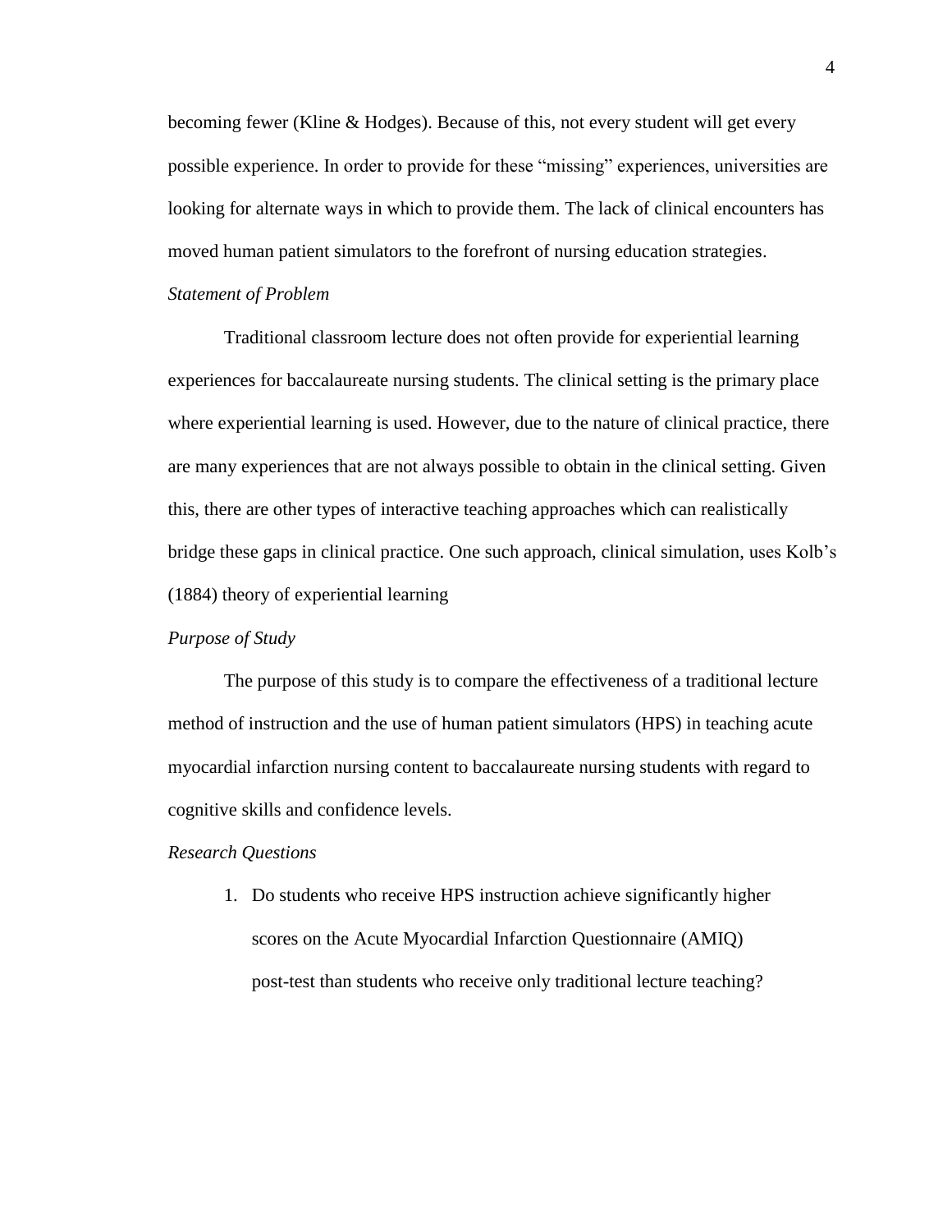becoming fewer (Kline & Hodges). Because of this, not every student will get every possible experience. In order to provide for these "missing" experiences, universities are looking for alternate ways in which to provide them. The lack of clinical encounters has moved human patient simulators to the forefront of nursing education strategies.

*Statement of Problem*

Traditional classroom lecture does not often provide for experiential learning experiences for baccalaureate nursing students. The clinical setting is the primary place where experiential learning is used. However, due to the nature of clinical practice, there are many experiences that are not always possible to obtain in the clinical setting. Given this, there are other types of interactive teaching approaches which can realistically bridge these gaps in clinical practice. One such approach, clinical simulation, uses Kolb's (1884) theory of experiential learning

*Purpose of Study*

The purpose of this study is to compare the effectiveness of a traditional lecture method of instruction and the use of human patient simulators (HPS) in teaching acute myocardial infarction nursing content to baccalaureate nursing students with regard to cognitive skills and confidence levels.

*Research Questions*

1. Do students who receive HPS instruction achieve significantly higher scores on the Acute Myocardial Infarction Questionnaire (AMIQ) post-test than students who receive only traditional lecture teaching?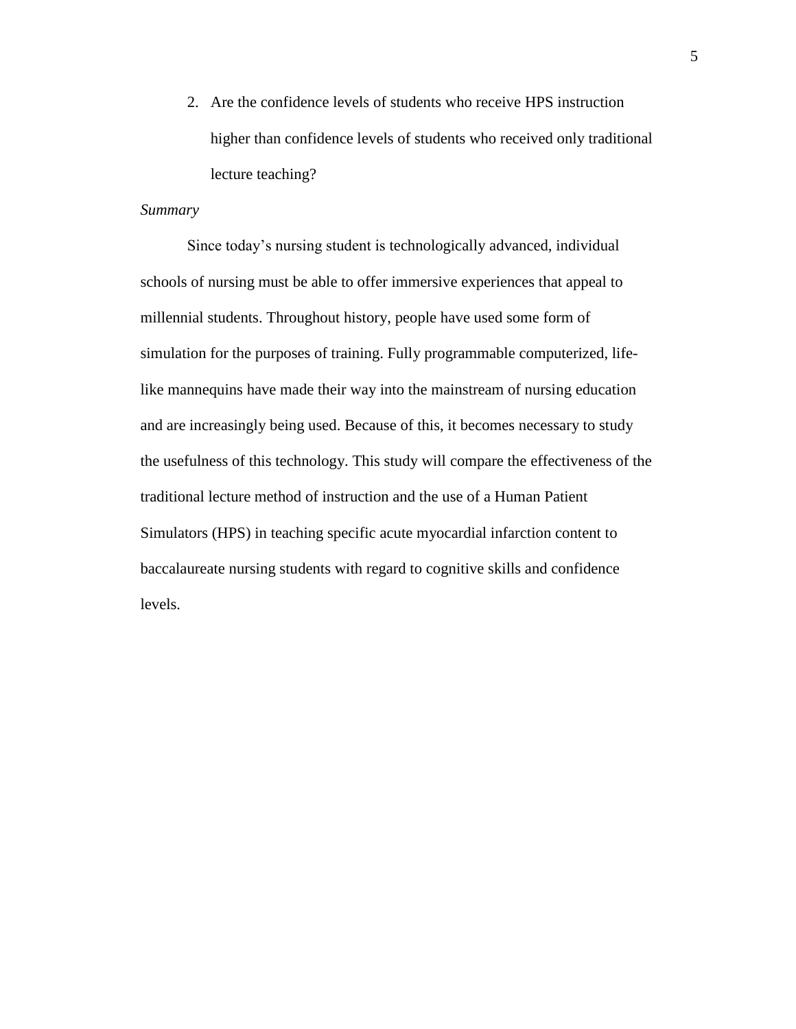2. Are the confidence levels of students who receive HPS instruction higher than confidence levels of students who received only traditional lecture teaching?

*Summary*

Since today's nursing student is technologically advanced, individual schools of nursing must be able to offer immersive experiences that appeal to millennial students. Throughout history, people have used some form of simulation for the purposes of training. Fully programmable computerized, life-like mannequins have made their way into the mainstream of nursing education and are increasingly being used. Because of this, it becomes necessary to study the usefulness of this technology. This study will compare the effectiveness of the traditional lecture method of instruction and the use of a Human Patient Simulators (HPS) in teaching specific acute myocardial infarction content to baccalaureate nursing students with regard to cognitive skills and confidence levels.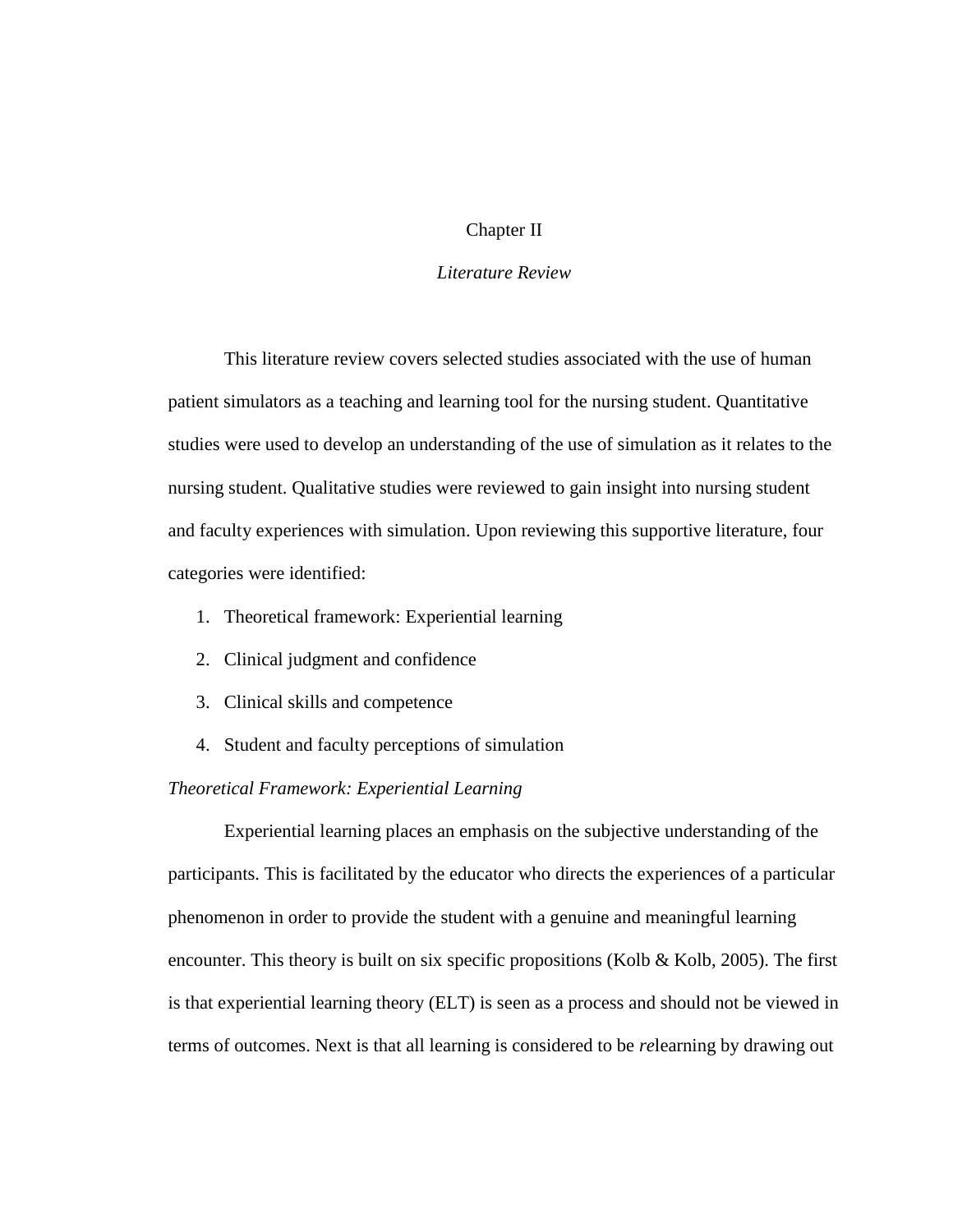# Chapter II

## *Literature Review*

This literature review covers selected studies associated with the use of human patient simulators as a teaching and learning tool for the nursing student. Quantitative studies were used to develop an understanding of the use of simulation as it relates to the nursing student. Qualitative studies were reviewed to gain insight into nursing student and faculty experiences with simulation. Upon reviewing this supportive literature, four categories were identified:

1. Theoretical framework: Experiential learning
2. Clinical judgment and confidence
3. Clinical skills and competence
4. Student and faculty perceptions of simulation

### *Theoretical Framework: Experiential Learning*

Experiential learning places an emphasis on the subjective understanding of the participants. This is facilitated by the educator who directs the experiences of a particular phenomenon in order to provide the student with a genuine and meaningful learning encounter. This theory is built on six specific propositions (Kolb & Kolb, 2005). The first is that experiential learning theory (ELT) is seen as a process and should not be viewed in terms of outcomes. Next is that all learning is considered to be *re*learning by drawing out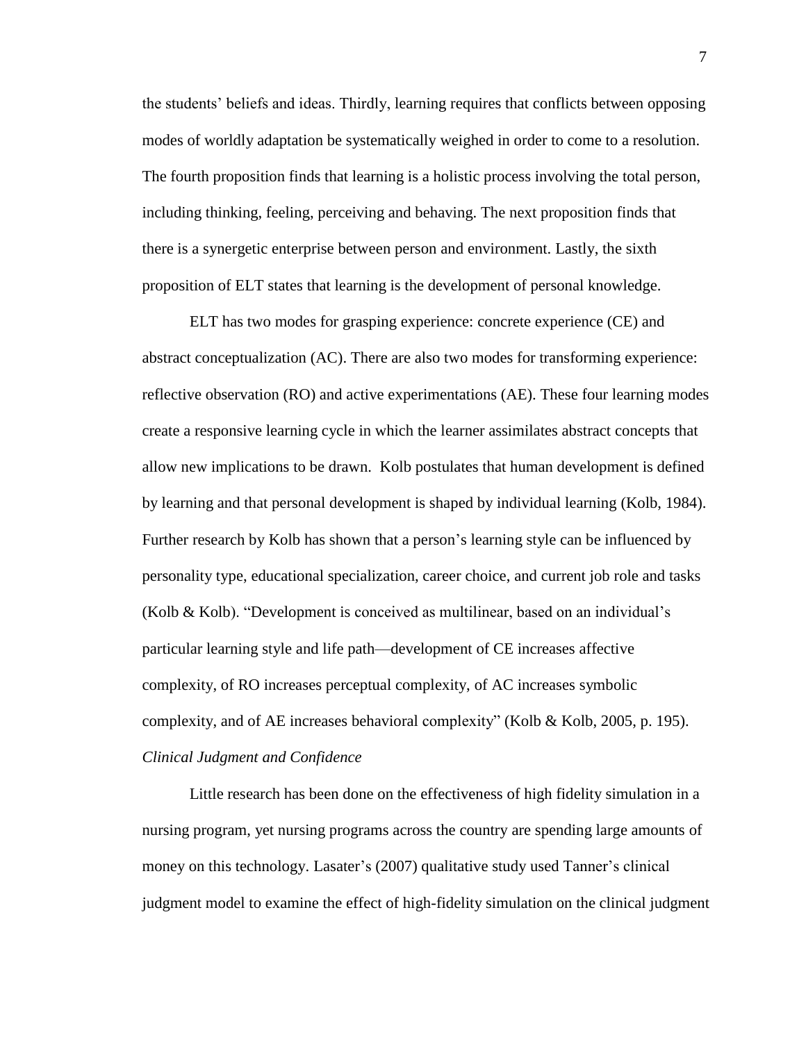the students' beliefs and ideas. Thirdly, learning requires that conflicts between opposing modes of worldly adaptation be systematically weighed in order to come to a resolution. The fourth proposition finds that learning is a holistic process involving the total person, including thinking, feeling, perceiving and behaving. The next proposition finds that there is a synergetic enterprise between person and environment. Lastly, the sixth proposition of ELT states that learning is the development of personal knowledge.

ELT has two modes for grasping experience: concrete experience (CE) and abstract conceptualization (AC). There are also two modes for transforming experience: reflective observation (RO) and active experimentations (AE). These four learning modes create a responsive learning cycle in which the learner assimilates abstract concepts that allow new implications to be drawn. Kolb postulates that human development is defined by learning and that personal development is shaped by individual learning (Kolb, 1984). Further research by Kolb has shown that a person's learning style can be influenced by personality type, educational specialization, career choice, and current job role and tasks (Kolb & Kolb). "Development is conceived as multilinear, based on an individual's particular learning style and life path—development of CE increases affective complexity, of RO increases perceptual complexity, of AC increases symbolic complexity, and of AE increases behavioral complexity" (Kolb & Kolb, 2005, p. 195).

*Clinical Judgment and Confidence*

Little research has been done on the effectiveness of high fidelity simulation in a nursing program, yet nursing programs across the country are spending large amounts of money on this technology. Lasater's (2007) qualitative study used Tanner's clinical judgment model to examine the effect of high-fidelity simulation on the clinical judgment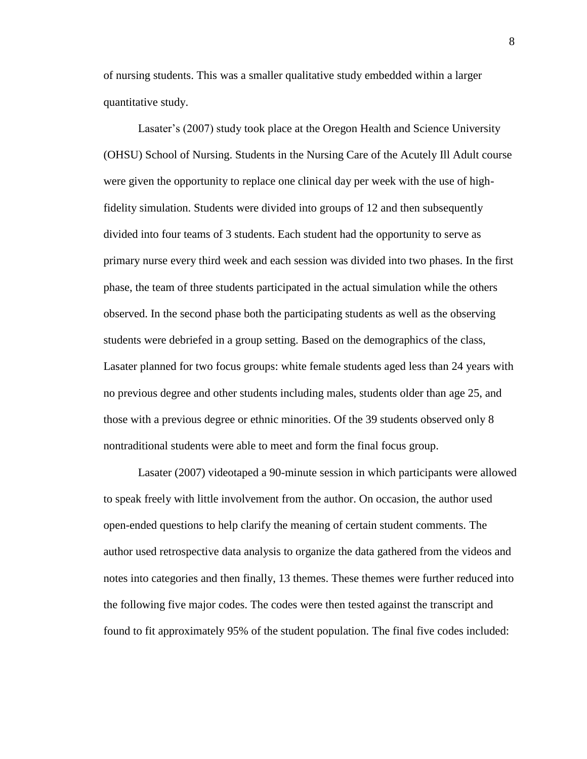of nursing students. This was a smaller qualitative study embedded within a larger quantitative study.

Lasater's (2007) study took place at the Oregon Health and Science University (OHSU) School of Nursing. Students in the Nursing Care of the Acutely Ill Adult course were given the opportunity to replace one clinical day per week with the use of high-fidelity simulation. Students were divided into groups of 12 and then subsequently divided into four teams of 3 students. Each student had the opportunity to serve as primary nurse every third week and each session was divided into two phases. In the first phase, the team of three students participated in the actual simulation while the others observed. In the second phase both the participating students as well as the observing students were debriefed in a group setting. Based on the demographics of the class, Lasater planned for two focus groups: white female students aged less than 24 years with no previous degree and other students including males, students older than age 25, and those with a previous degree or ethnic minorities. Of the 39 students observed only 8 nontraditional students were able to meet and form the final focus group.

Lasater (2007) videotaped a 90-minute session in which participants were allowed to speak freely with little involvement from the author. On occasion, the author used open-ended questions to help clarify the meaning of certain student comments. The author used retrospective data analysis to organize the data gathered from the videos and notes into categories and then finally, 13 themes. These themes were further reduced into the following five major codes. The codes were then tested against the transcript and found to fit approximately 95% of the student population. The final five codes included: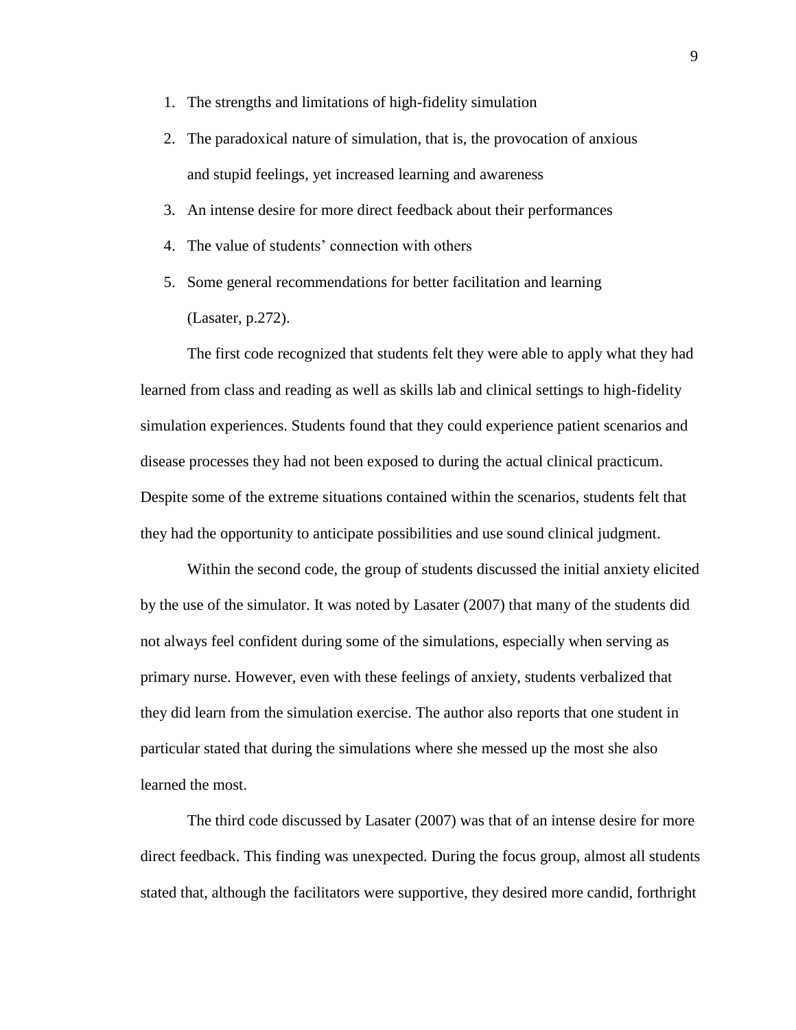1. The strengths and limitations of high-fidelity simulation
2. The paradoxical nature of simulation, that is, the provocation of anxious and stupid feelings, yet increased learning and awareness
3. An intense desire for more direct feedback about their performances
4. The value of students' connection with others
5. Some general recommendations for better facilitation and learning (Lasater, p.272).

The first code recognized that students felt they were able to apply what they had learned from class and reading as well as skills lab and clinical settings to high-fidelity simulation experiences. Students found that they could experience patient scenarios and disease processes they had not been exposed to during the actual clinical practicum. Despite some of the extreme situations contained within the scenarios, students felt that they had the opportunity to anticipate possibilities and use sound clinical judgment.

Within the second code, the group of students discussed the initial anxiety elicited by the use of the simulator. It was noted by Lasater (2007) that many of the students did not always feel confident during some of the simulations, especially when serving as primary nurse. However, even with these feelings of anxiety, students verbalized that they did learn from the simulation exercise. The author also reports that one student in particular stated that during the simulations where she messed up the most she also learned the most.

The third code discussed by Lasater (2007) was that of an intense desire for more direct feedback. This finding was unexpected. During the focus group, almost all students stated that, although the facilitators were supportive, they desired more candid, forthright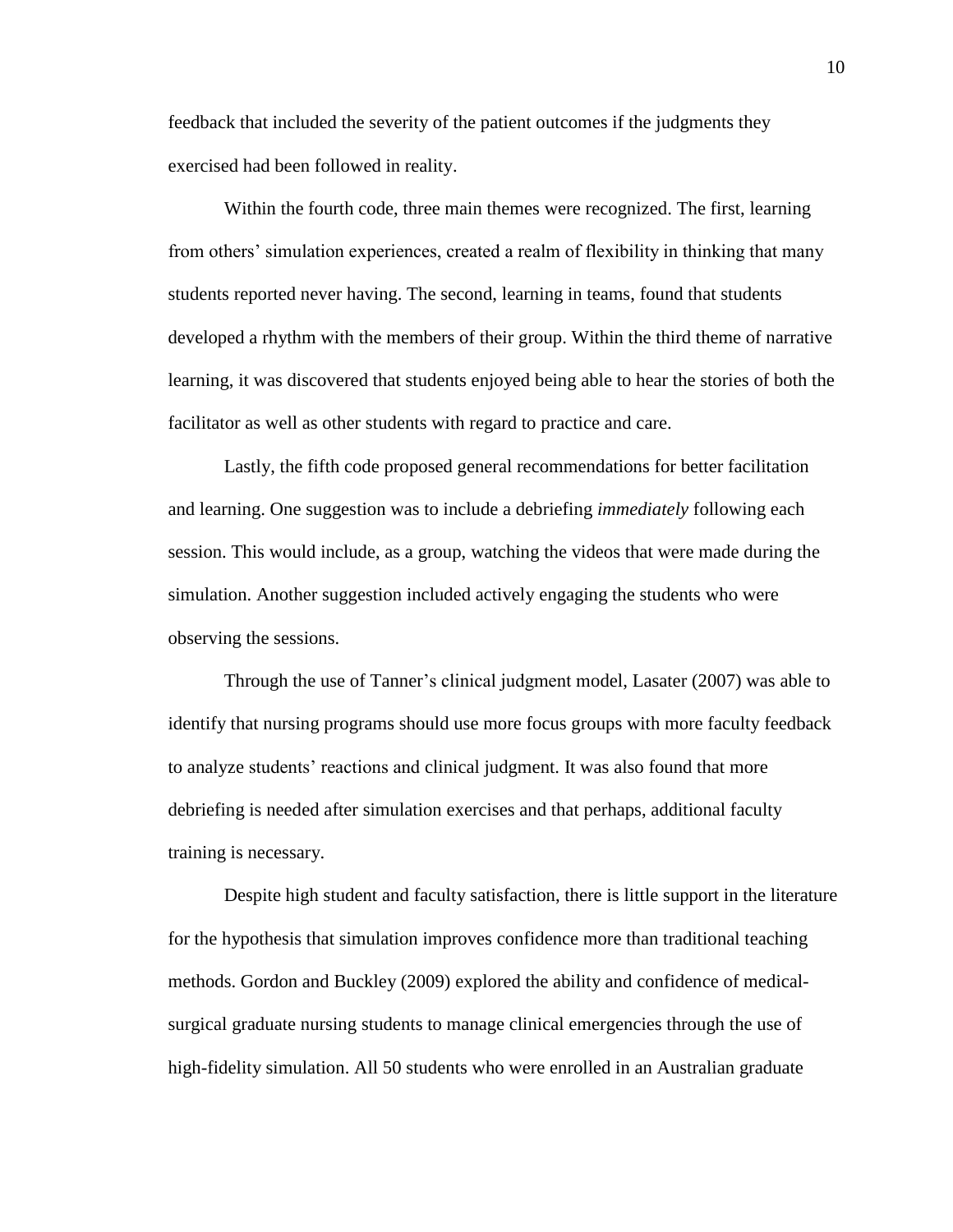feedback that included the severity of the patient outcomes if the judgments they exercised had been followed in reality.

Within the fourth code, three main themes were recognized. The first, learning from others' simulation experiences, created a realm of flexibility in thinking that many students reported never having. The second, learning in teams, found that students developed a rhythm with the members of their group. Within the third theme of narrative learning, it was discovered that students enjoyed being able to hear the stories of both the facilitator as well as other students with regard to practice and care.

Lastly, the fifth code proposed general recommendations for better facilitation and learning. One suggestion was to include a debriefing *immediately* following each session. This would include, as a group, watching the videos that were made during the simulation. Another suggestion included actively engaging the students who were observing the sessions.

Through the use of Tanner's clinical judgment model, Lasater (2007) was able to identify that nursing programs should use more focus groups with more faculty feedback to analyze students' reactions and clinical judgment. It was also found that more debriefing is needed after simulation exercises and that perhaps, additional faculty training is necessary.

Despite high student and faculty satisfaction, there is little support in the literature for the hypothesis that simulation improves confidence more than traditional teaching methods. Gordon and Buckley (2009) explored the ability and confidence of medical-surgical graduate nursing students to manage clinical emergencies through the use of high-fidelity simulation. All 50 students who were enrolled in an Australian graduate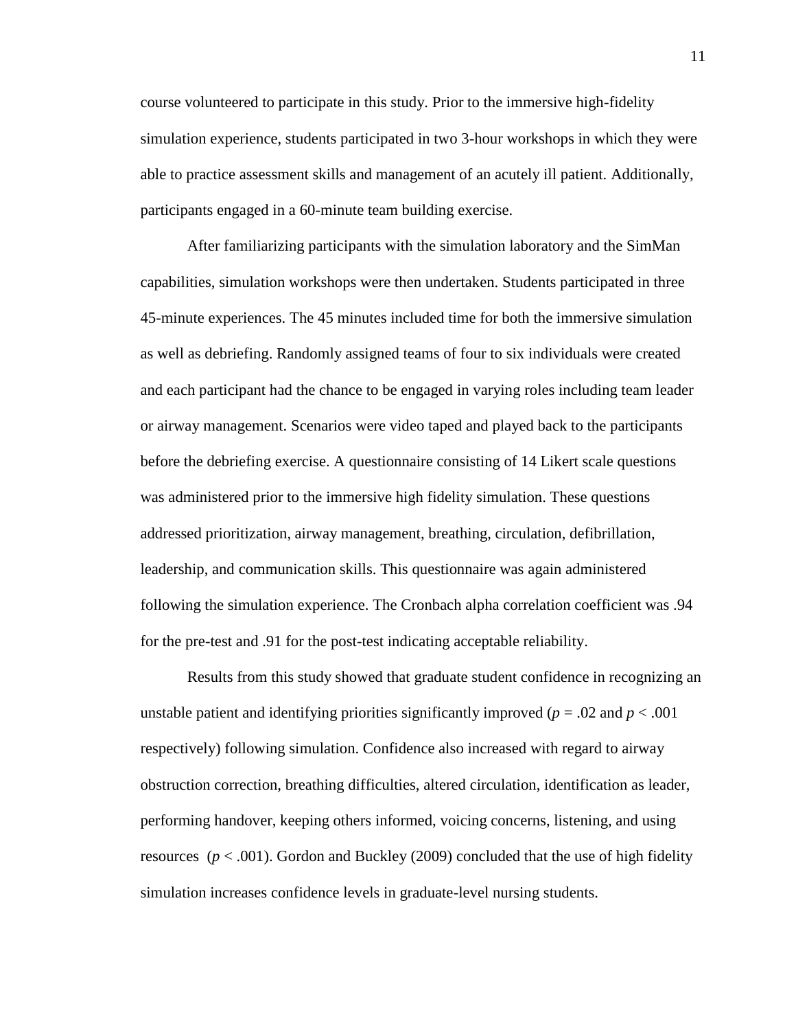course volunteered to participate in this study. Prior to the immersive high-fidelity simulation experience, students participated in two 3-hour workshops in which they were able to practice assessment skills and management of an acutely ill patient. Additionally, participants engaged in a 60-minute team building exercise.

After familiarizing participants with the simulation laboratory and the SimMan capabilities, simulation workshops were then undertaken. Students participated in three 45-minute experiences. The 45 minutes included time for both the immersive simulation as well as debriefing. Randomly assigned teams of four to six individuals were created and each participant had the chance to be engaged in varying roles including team leader or airway management. Scenarios were video taped and played back to the participants before the debriefing exercise. A questionnaire consisting of 14 Likert scale questions was administered prior to the immersive high fidelity simulation. These questions addressed prioritization, airway management, breathing, circulation, defibrillation, leadership, and communication skills. This questionnaire was again administered following the simulation experience. The Cronbach alpha correlation coefficient was .94 for the pre-test and .91 for the post-test indicating acceptable reliability.

Results from this study showed that graduate student confidence in recognizing an unstable patient and identifying priorities significantly improved ($p = .02$ and $p < .001$ respectively) following simulation. Confidence also increased with regard to airway obstruction correction, breathing difficulties, altered circulation, identification as leader, performing handover, keeping others informed, voicing concerns, listening, and using resources ($p < .001$). Gordon and Buckley (2009) concluded that the use of high fidelity simulation increases confidence levels in graduate-level nursing students.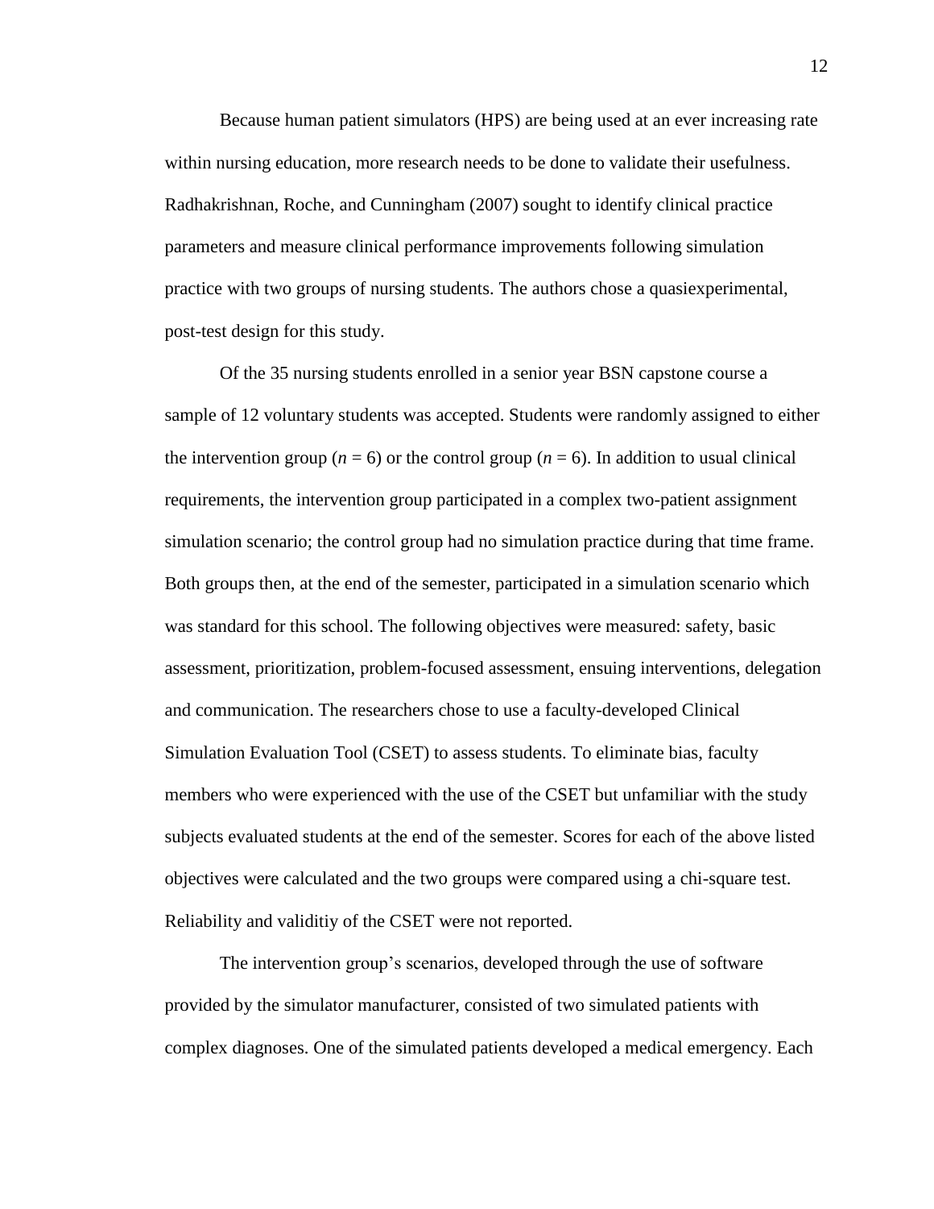Because human patient simulators (HPS) are being used at an ever increasing rate within nursing education, more research needs to be done to validate their usefulness. Radhakrishnan, Roche, and Cunningham (2007) sought to identify clinical practice parameters and measure clinical performance improvements following simulation practice with two groups of nursing students. The authors chose a quasiexperimental, post-test design for this study.

Of the 35 nursing students enrolled in a senior year BSN capstone course a sample of 12 voluntary students was accepted. Students were randomly assigned to either the intervention group ($n$ = 6) or the control group ($n$ = 6). In addition to usual clinical requirements, the intervention group participated in a complex two-patient assignment simulation scenario; the control group had no simulation practice during that time frame. Both groups then, at the end of the semester, participated in a simulation scenario which was standard for this school. The following objectives were measured: safety, basic assessment, prioritization, problem-focused assessment, ensuing interventions, delegation and communication. The researchers chose to use a faculty-developed Clinical Simulation Evaluation Tool (CSET) to assess students. To eliminate bias, faculty members who were experienced with the use of the CSET but unfamiliar with the study subjects evaluated students at the end of the semester. Scores for each of the above listed objectives were calculated and the two groups were compared using a chi-square test. Reliability and validitiy of the CSET were not reported.

The intervention group's scenarios, developed through the use of software provided by the simulator manufacturer, consisted of two simulated patients with complex diagnoses. One of the simulated patients developed a medical emergency. Each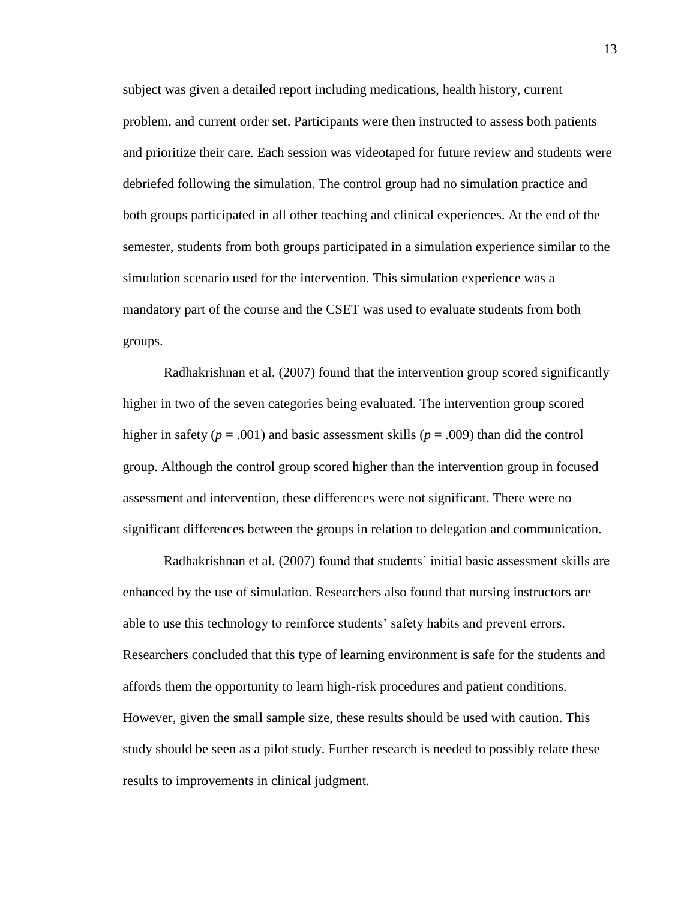subject was given a detailed report including medications, health history, current problem, and current order set. Participants were then instructed to assess both patients and prioritize their care. Each session was videotaped for future review and students were debriefed following the simulation. The control group had no simulation practice and both groups participated in all other teaching and clinical experiences. At the end of the semester, students from both groups participated in a simulation experience similar to the simulation scenario used for the intervention. This simulation experience was a mandatory part of the course and the CSET was used to evaluate students from both groups.

Radhakrishnan et al. (2007) found that the intervention group scored significantly higher in two of the seven categories being evaluated. The intervention group scored higher in safety ($p$ = .001) and basic assessment skills ($p$ = .009) than did the control group. Although the control group scored higher than the intervention group in focused assessment and intervention, these differences were not significant. There were no significant differences between the groups in relation to delegation and communication.

Radhakrishnan et al. (2007) found that students' initial basic assessment skills are enhanced by the use of simulation. Researchers also found that nursing instructors are able to use this technology to reinforce students' safety habits and prevent errors. Researchers concluded that this type of learning environment is safe for the students and affords them the opportunity to learn high-risk procedures and patient conditions. However, given the small sample size, these results should be used with caution. This study should be seen as a pilot study. Further research is needed to possibly relate these results to improvements in clinical judgment.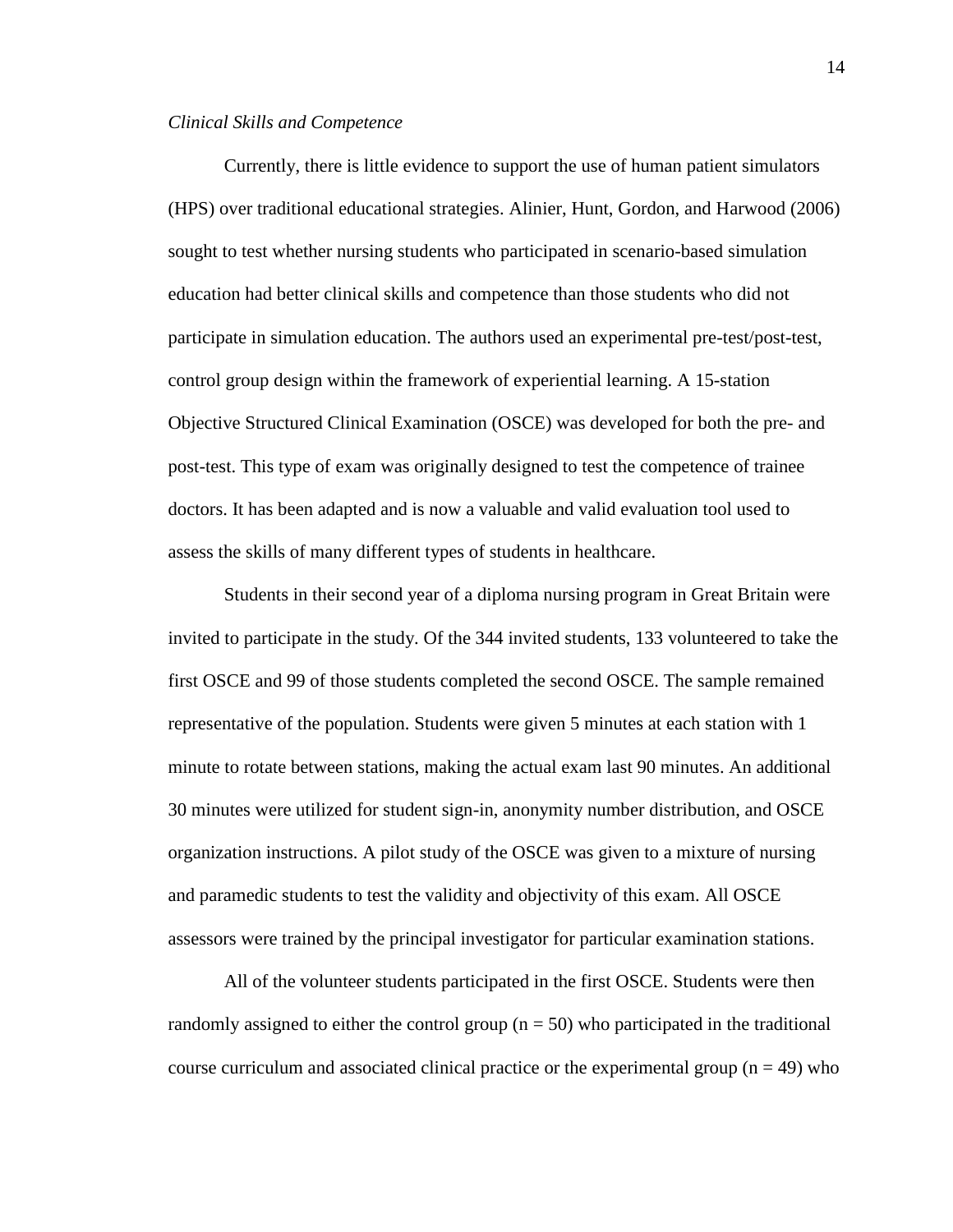*Clinical Skills and Competence*

Currently, there is little evidence to support the use of human patient simulators (HPS) over traditional educational strategies. Alinier, Hunt, Gordon, and Harwood (2006) sought to test whether nursing students who participated in scenario-based simulation education had better clinical skills and competence than those students who did not participate in simulation education. The authors used an experimental pre-test/post-test, control group design within the framework of experiential learning. A 15-station Objective Structured Clinical Examination (OSCE) was developed for both the pre- and post-test. This type of exam was originally designed to test the competence of trainee doctors. It has been adapted and is now a valuable and valid evaluation tool used to assess the skills of many different types of students in healthcare.

Students in their second year of a diploma nursing program in Great Britain were invited to participate in the study. Of the 344 invited students, 133 volunteered to take the first OSCE and 99 of those students completed the second OSCE. The sample remained representative of the population. Students were given 5 minutes at each station with 1 minute to rotate between stations, making the actual exam last 90 minutes. An additional 30 minutes were utilized for student sign-in, anonymity number distribution, and OSCE organization instructions. A pilot study of the OSCE was given to a mixture of nursing and paramedic students to test the validity and objectivity of this exam. All OSCE assessors were trained by the principal investigator for particular examination stations.

All of the volunteer students participated in the first OSCE. Students were then randomly assigned to either the control group ($n = 50$) who participated in the traditional course curriculum and associated clinical practice or the experimental group ($n = 49$) who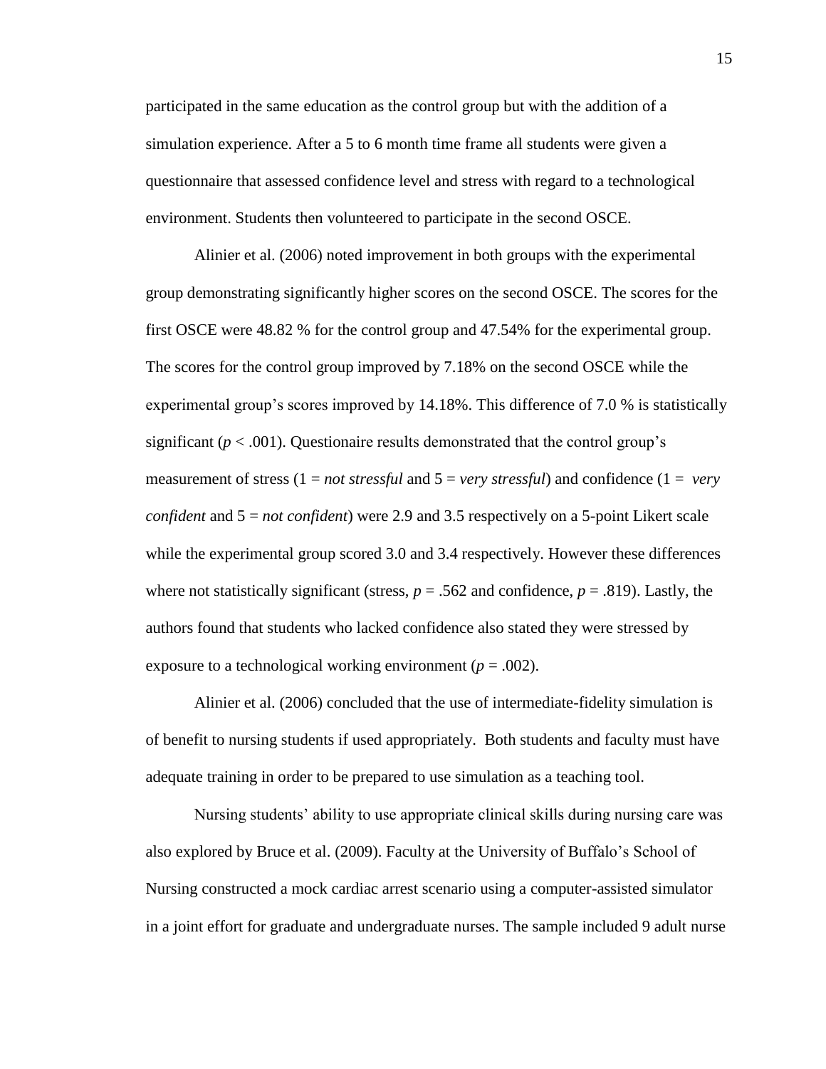participated in the same education as the control group but with the addition of a simulation experience. After a 5 to 6 month time frame all students were given a questionnaire that assessed confidence level and stress with regard to a technological environment. Students then volunteered to participate in the second OSCE.

Alinier et al. (2006) noted improvement in both groups with the experimental group demonstrating significantly higher scores on the second OSCE. The scores for the first OSCE were 48.82 % for the control group and 47.54% for the experimental group. The scores for the control group improved by 7.18% on the second OSCE while the experimental group's scores improved by 14.18%. This difference of 7.0 % is statistically significant ($p < .001$). Questionaire results demonstrated that the control group's measurement of stress (1 = *not stressful* and 5 = *very stressful*) and confidence (1 = *very confident* and 5 = *not confident*) were 2.9 and 3.5 respectively on a 5-point Likert scale while the experimental group scored 3.0 and 3.4 respectively. However these differences where not statistically significant (stress, $p = .562$ and confidence, $p = .819$). Lastly, the authors found that students who lacked confidence also stated they were stressed by exposure to a technological working environment ($p = .002$).

Alinier et al. (2006) concluded that the use of intermediate-fidelity simulation is of benefit to nursing students if used appropriately. Both students and faculty must have adequate training in order to be prepared to use simulation as a teaching tool.

Nursing students' ability to use appropriate clinical skills during nursing care was also explored by Bruce et al. (2009). Faculty at the University of Buffalo's School of Nursing constructed a mock cardiac arrest scenario using a computer-assisted simulator in a joint effort for graduate and undergraduate nurses. The sample included 9 adult nurse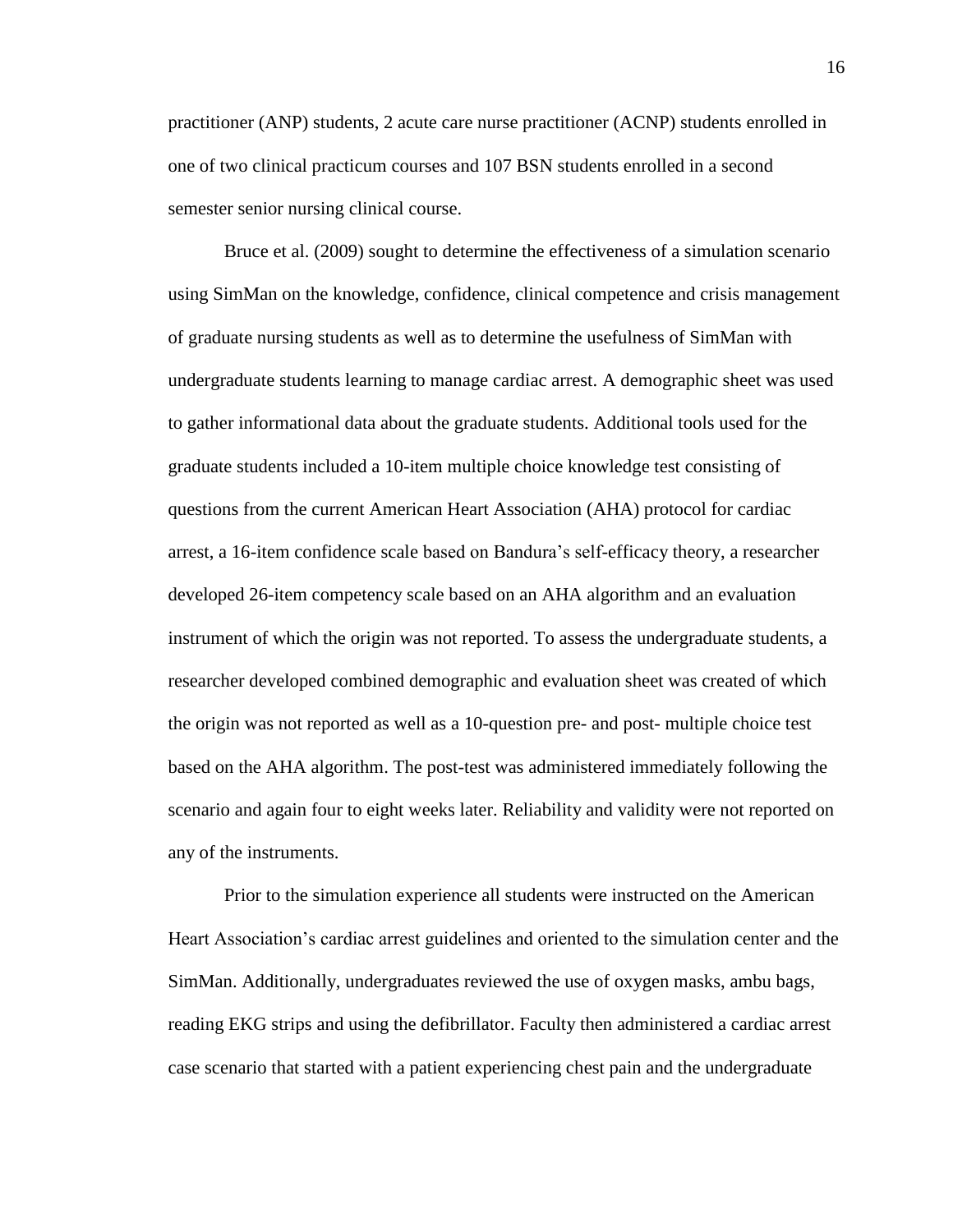practitioner (ANP) students, 2 acute care nurse practitioner (ACNP) students enrolled in one of two clinical practicum courses and 107 BSN students enrolled in a second semester senior nursing clinical course.

Bruce et al. (2009) sought to determine the effectiveness of a simulation scenario using SimMan on the knowledge, confidence, clinical competence and crisis management of graduate nursing students as well as to determine the usefulness of SimMan with undergraduate students learning to manage cardiac arrest. A demographic sheet was used to gather informational data about the graduate students. Additional tools used for the graduate students included a 10-item multiple choice knowledge test consisting of questions from the current American Heart Association (AHA) protocol for cardiac arrest, a 16-item confidence scale based on Bandura's self-efficacy theory, a researcher developed 26-item competency scale based on an AHA algorithm and an evaluation instrument of which the origin was not reported. To assess the undergraduate students, a researcher developed combined demographic and evaluation sheet was created of which the origin was not reported as well as a 10-question pre- and post- multiple choice test based on the AHA algorithm. The post-test was administered immediately following the scenario and again four to eight weeks later. Reliability and validity were not reported on any of the instruments.

Prior to the simulation experience all students were instructed on the American Heart Association's cardiac arrest guidelines and oriented to the simulation center and the SimMan. Additionally, undergraduates reviewed the use of oxygen masks, ambu bags, reading EKG strips and using the defibrillator. Faculty then administered a cardiac arrest case scenario that started with a patient experiencing chest pain and the undergraduate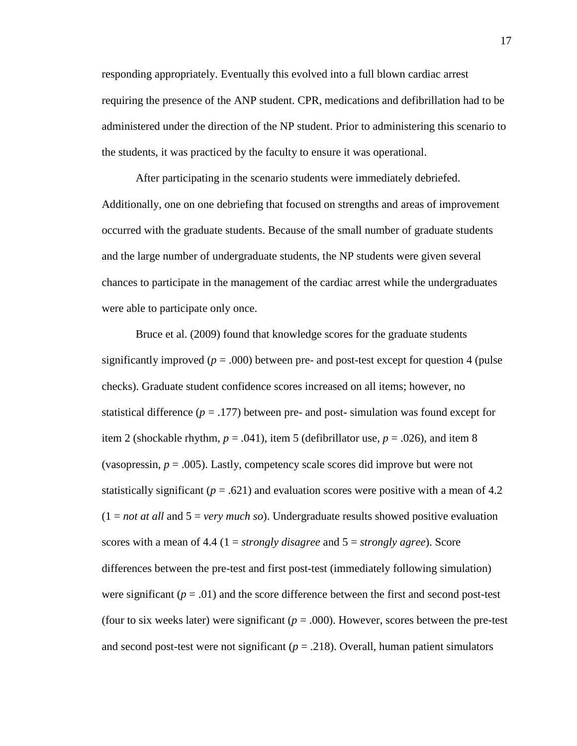responding appropriately. Eventually this evolved into a full blown cardiac arrest requiring the presence of the ANP student. CPR, medications and defibrillation had to be administered under the direction of the NP student. Prior to administering this scenario to the students, it was practiced by the faculty to ensure it was operational.

After participating in the scenario students were immediately debriefed. Additionally, one on one debriefing that focused on strengths and areas of improvement occurred with the graduate students. Because of the small number of graduate students and the large number of undergraduate students, the NP students were given several chances to participate in the management of the cardiac arrest while the undergraduates were able to participate only once.

Bruce et al. (2009) found that knowledge scores for the graduate students significantly improved ($p$ = .000) between pre- and post-test except for question 4 (pulse checks). Graduate student confidence scores increased on all items; however, no statistical difference ($p$ = .177) between pre- and post- simulation was found except for item 2 (shockable rhythm, $p$ = .041), item 5 (defibrillator use, $p$ = .026), and item 8 (vasopressin, $p$ = .005). Lastly, competency scale scores did improve but were not statistically significant ($p$ = .621) and evaluation scores were positive with a mean of 4.2 (1 = *not at all* and 5 = *very much so*). Undergraduate results showed positive evaluation scores with a mean of 4.4 (1 = *strongly disagree* and 5 = *strongly agree*). Score differences between the pre-test and first post-test (immediately following simulation) were significant ($p$ = .01) and the score difference between the first and second post-test (four to six weeks later) were significant ($p$ = .000). However, scores between the pre-test and second post-test were not significant ($p$ = .218). Overall, human patient simulators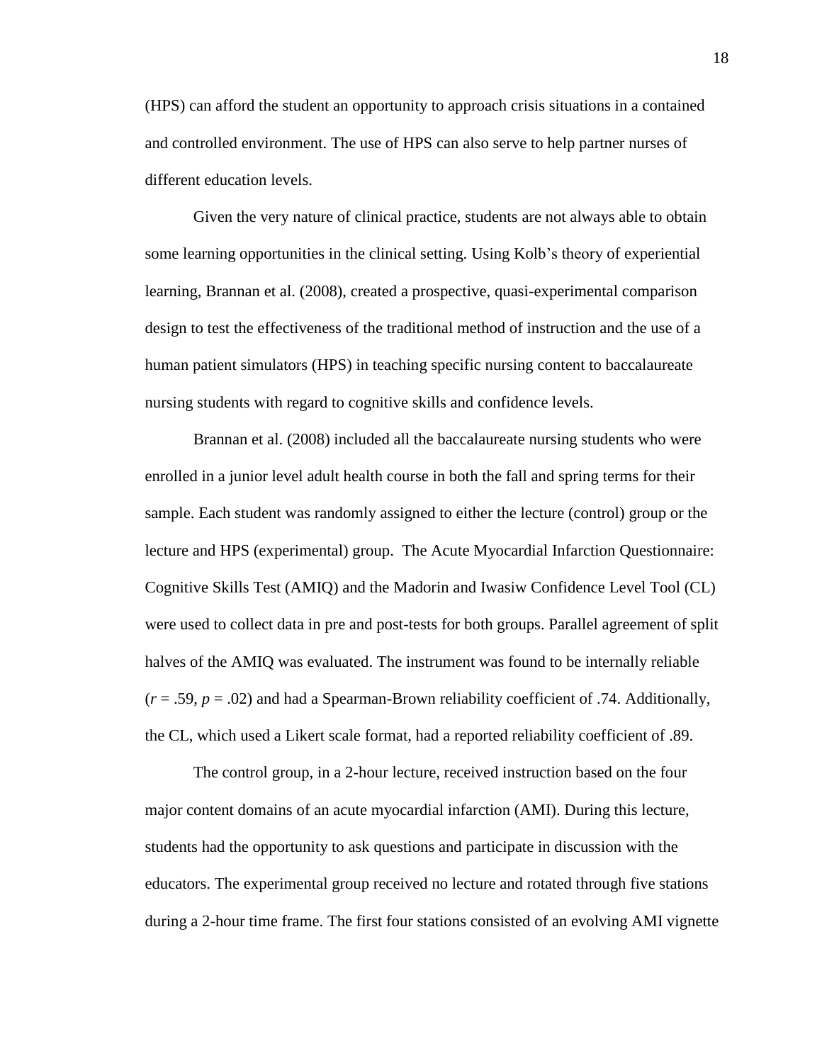(HPS) can afford the student an opportunity to approach crisis situations in a contained and controlled environment. The use of HPS can also serve to help partner nurses of different education levels.

Given the very nature of clinical practice, students are not always able to obtain some learning opportunities in the clinical setting. Using Kolb's theory of experiential learning, Brannan et al. (2008), created a prospective, quasi-experimental comparison design to test the effectiveness of the traditional method of instruction and the use of a human patient simulators (HPS) in teaching specific nursing content to baccalaureate nursing students with regard to cognitive skills and confidence levels.

Brannan et al. (2008) included all the baccalaureate nursing students who were enrolled in a junior level adult health course in both the fall and spring terms for their sample. Each student was randomly assigned to either the lecture (control) group or the lecture and HPS (experimental) group. The Acute Myocardial Infarction Questionnaire: Cognitive Skills Test (AMIQ) and the Madorin and Iwasiw Confidence Level Tool (CL) were used to collect data in pre and post-tests for both groups. Parallel agreement of split halves of the AMIQ was evaluated. The instrument was found to be internally reliable ($r = .59$, $p = .02$) and had a Spearman-Brown reliability coefficient of .74. Additionally, the CL, which used a Likert scale format, had a reported reliability coefficient of .89.

The control group, in a 2-hour lecture, received instruction based on the four major content domains of an acute myocardial infarction (AMI). During this lecture, students had the opportunity to ask questions and participate in discussion with the educators. The experimental group received no lecture and rotated through five stations during a 2-hour time frame. The first four stations consisted of an evolving AMI vignette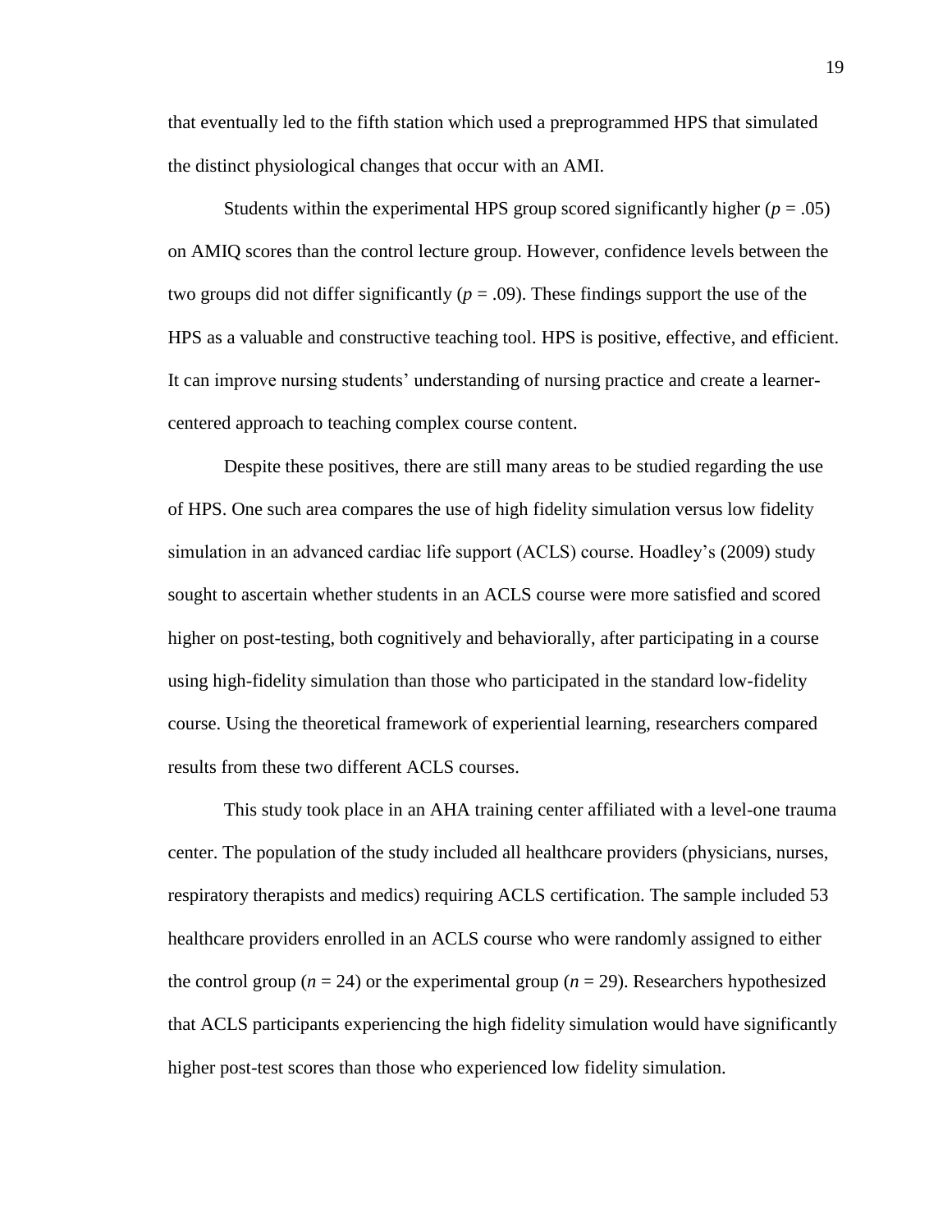that eventually led to the fifth station which used a preprogrammed HPS that simulated the distinct physiological changes that occur with an AMI.

Students within the experimental HPS group scored significantly higher ($p = .05$) on AMIQ scores than the control lecture group. However, confidence levels between the two groups did not differ significantly ($p = .09$). These findings support the use of the HPS as a valuable and constructive teaching tool. HPS is positive, effective, and efficient. It can improve nursing students' understanding of nursing practice and create a learner-centered approach to teaching complex course content.

Despite these positives, there are still many areas to be studied regarding the use of HPS. One such area compares the use of high fidelity simulation versus low fidelity simulation in an advanced cardiac life support (ACLS) course. Hoadley's (2009) study sought to ascertain whether students in an ACLS course were more satisfied and scored higher on post-testing, both cognitively and behaviorally, after participating in a course using high-fidelity simulation than those who participated in the standard low-fidelity course. Using the theoretical framework of experiential learning, researchers compared results from these two different ACLS courses.

This study took place in an AHA training center affiliated with a level-one trauma center. The population of the study included all healthcare providers (physicians, nurses, respiratory therapists and medics) requiring ACLS certification. The sample included 53 healthcare providers enrolled in an ACLS course who were randomly assigned to either the control group ($n = 24$) or the experimental group ($n = 29$). Researchers hypothesized that ACLS participants experiencing the high fidelity simulation would have significantly higher post-test scores than those who experienced low fidelity simulation.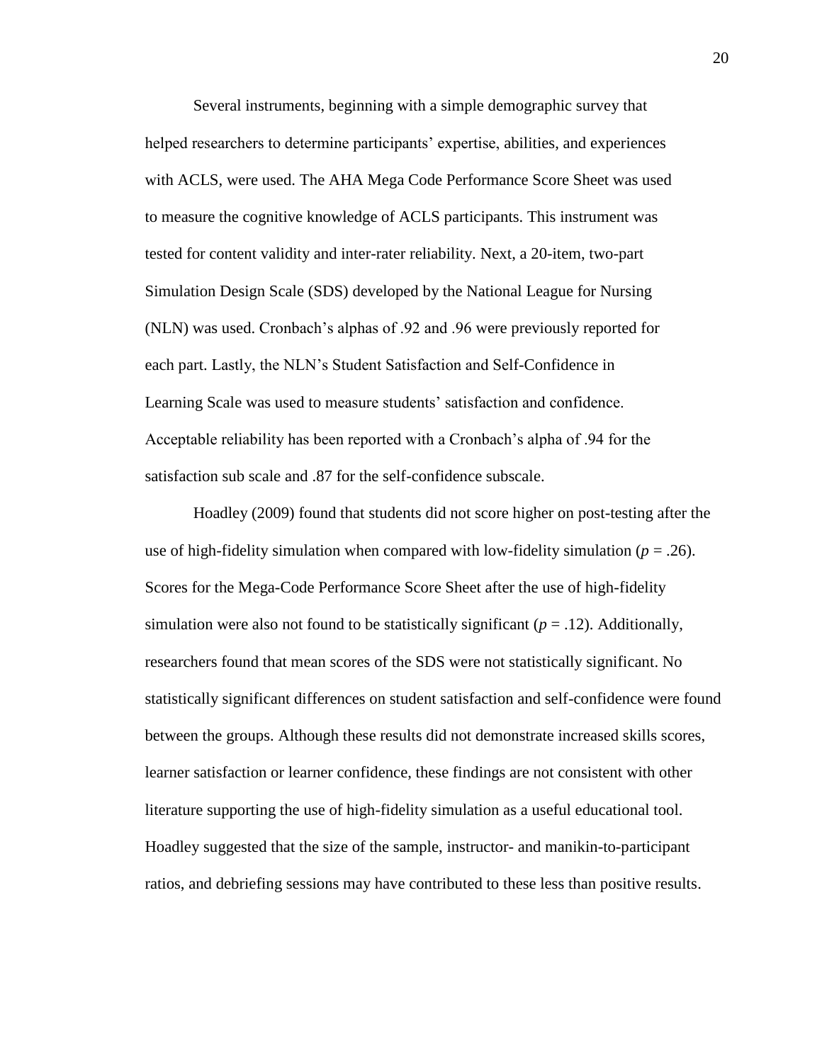Several instruments, beginning with a simple demographic survey that helped researchers to determine participants' expertise, abilities, and experiences with ACLS, were used. The AHA Mega Code Performance Score Sheet was used to measure the cognitive knowledge of ACLS participants. This instrument was tested for content validity and inter-rater reliability. Next, a 20-item, two-part Simulation Design Scale (SDS) developed by the National League for Nursing (NLN) was used. Cronbach's alphas of .92 and .96 were previously reported for each part. Lastly, the NLN's Student Satisfaction and Self-Confidence in Learning Scale was used to measure students' satisfaction and confidence. Acceptable reliability has been reported with a Cronbach's alpha of .94 for the satisfaction sub scale and .87 for the self-confidence subscale.

Hoadley (2009) found that students did not score higher on post-testing after the use of high-fidelity simulation when compared with low-fidelity simulation ($p = .26$). Scores for the Mega-Code Performance Score Sheet after the use of high-fidelity simulation were also not found to be statistically significant ($p = .12$). Additionally, researchers found that mean scores of the SDS were not statistically significant. No statistically significant differences on student satisfaction and self-confidence were found between the groups. Although these results did not demonstrate increased skills scores, learner satisfaction or learner confidence, these findings are not consistent with other literature supporting the use of high-fidelity simulation as a useful educational tool. Hoadley suggested that the size of the sample, instructor- and manikin-to-participant ratios, and debriefing sessions may have contributed to these less than positive results.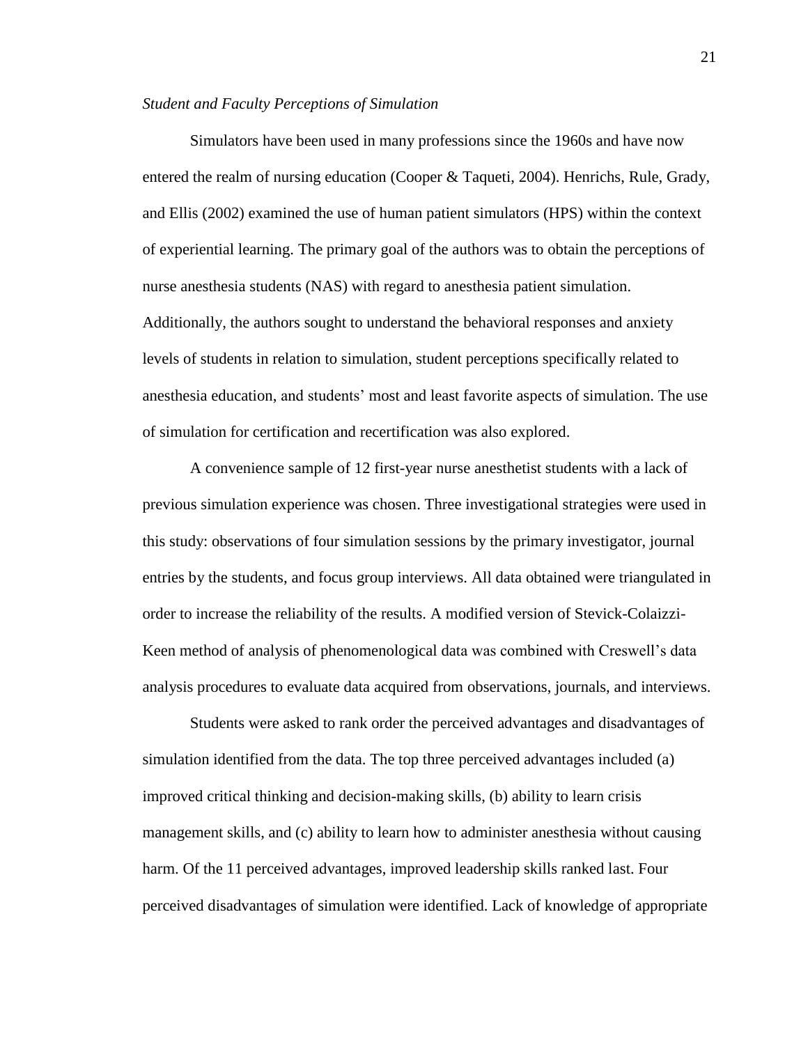*Student and Faculty Perceptions of Simulation*

Simulators have been used in many professions since the 1960s and have now entered the realm of nursing education (Cooper & Taqueti, 2004). Henrichs, Rule, Grady, and Ellis (2002) examined the use of human patient simulators (HPS) within the context of experiential learning. The primary goal of the authors was to obtain the perceptions of nurse anesthesia students (NAS) with regard to anesthesia patient simulation. Additionally, the authors sought to understand the behavioral responses and anxiety levels of students in relation to simulation, student perceptions specifically related to anesthesia education, and students' most and least favorite aspects of simulation. The use of simulation for certification and recertification was also explored.

A convenience sample of 12 first-year nurse anesthetist students with a lack of previous simulation experience was chosen. Three investigational strategies were used in this study: observations of four simulation sessions by the primary investigator, journal entries by the students, and focus group interviews. All data obtained were triangulated in order to increase the reliability of the results. A modified version of Stevick-Colaizzi-Keen method of analysis of phenomenological data was combined with Creswell's data analysis procedures to evaluate data acquired from observations, journals, and interviews.

Students were asked to rank order the perceived advantages and disadvantages of simulation identified from the data. The top three perceived advantages included (a) improved critical thinking and decision-making skills, (b) ability to learn crisis management skills, and (c) ability to learn how to administer anesthesia without causing harm. Of the 11 perceived advantages, improved leadership skills ranked last. Four perceived disadvantages of simulation were identified. Lack of knowledge of appropriate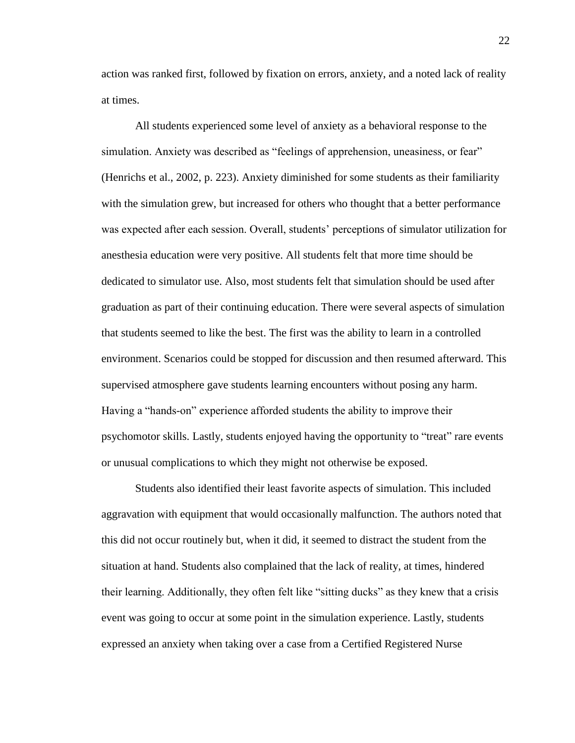action was ranked first, followed by fixation on errors, anxiety, and a noted lack of reality at times.

All students experienced some level of anxiety as a behavioral response to the simulation. Anxiety was described as "feelings of apprehension, uneasiness, or fear" (Henrichs et al., 2002, p. 223). Anxiety diminished for some students as their familiarity with the simulation grew, but increased for others who thought that a better performance was expected after each session. Overall, students' perceptions of simulator utilization for anesthesia education were very positive. All students felt that more time should be dedicated to simulator use. Also, most students felt that simulation should be used after graduation as part of their continuing education. There were several aspects of simulation that students seemed to like the best. The first was the ability to learn in a controlled environment. Scenarios could be stopped for discussion and then resumed afterward. This supervised atmosphere gave students learning encounters without posing any harm. Having a "hands-on" experience afforded students the ability to improve their psychomotor skills. Lastly, students enjoyed having the opportunity to "treat" rare events or unusual complications to which they might not otherwise be exposed.

Students also identified their least favorite aspects of simulation. This included aggravation with equipment that would occasionally malfunction. The authors noted that this did not occur routinely but, when it did, it seemed to distract the student from the situation at hand. Students also complained that the lack of reality, at times, hindered their learning. Additionally, they often felt like "sitting ducks" as they knew that a crisis event was going to occur at some point in the simulation experience. Lastly, students expressed an anxiety when taking over a case from a Certified Registered Nurse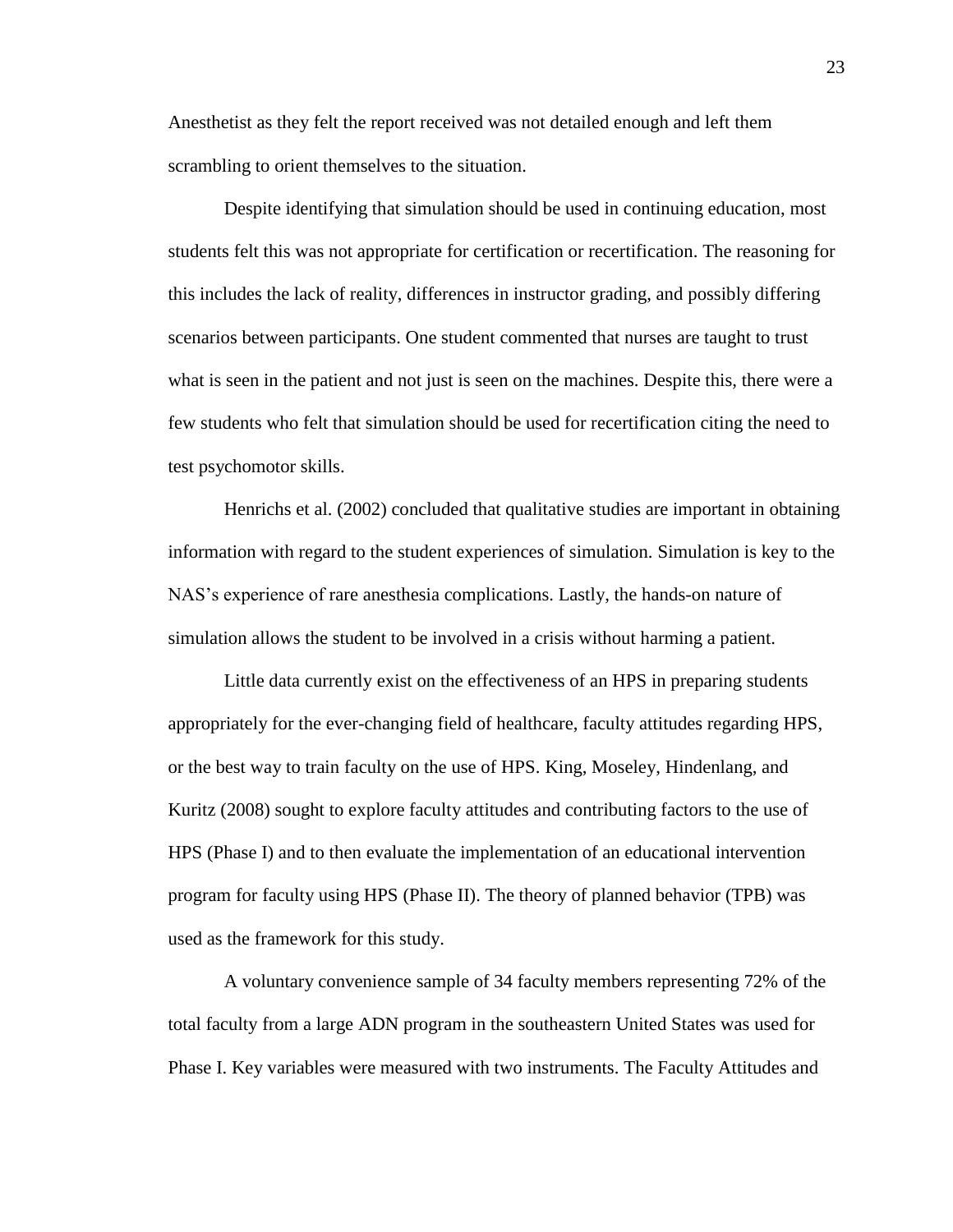Anesthetist as they felt the report received was not detailed enough and left them scrambling to orient themselves to the situation.

Despite identifying that simulation should be used in continuing education, most students felt this was not appropriate for certification or recertification. The reasoning for this includes the lack of reality, differences in instructor grading, and possibly differing scenarios between participants. One student commented that nurses are taught to trust what is seen in the patient and not just is seen on the machines. Despite this, there were a few students who felt that simulation should be used for recertification citing the need to test psychomotor skills.

Henrichs et al. (2002) concluded that qualitative studies are important in obtaining information with regard to the student experiences of simulation. Simulation is key to the NAS's experience of rare anesthesia complications. Lastly, the hands-on nature of simulation allows the student to be involved in a crisis without harming a patient.

Little data currently exist on the effectiveness of an HPS in preparing students appropriately for the ever-changing field of healthcare, faculty attitudes regarding HPS, or the best way to train faculty on the use of HPS. King, Moseley, Hindenlang, and Kuritz (2008) sought to explore faculty attitudes and contributing factors to the use of HPS (Phase I) and to then evaluate the implementation of an educational intervention program for faculty using HPS (Phase II). The theory of planned behavior (TPB) was used as the framework for this study.

A voluntary convenience sample of 34 faculty members representing 72% of the total faculty from a large ADN program in the southeastern United States was used for Phase I. Key variables were measured with two instruments. The Faculty Attitudes and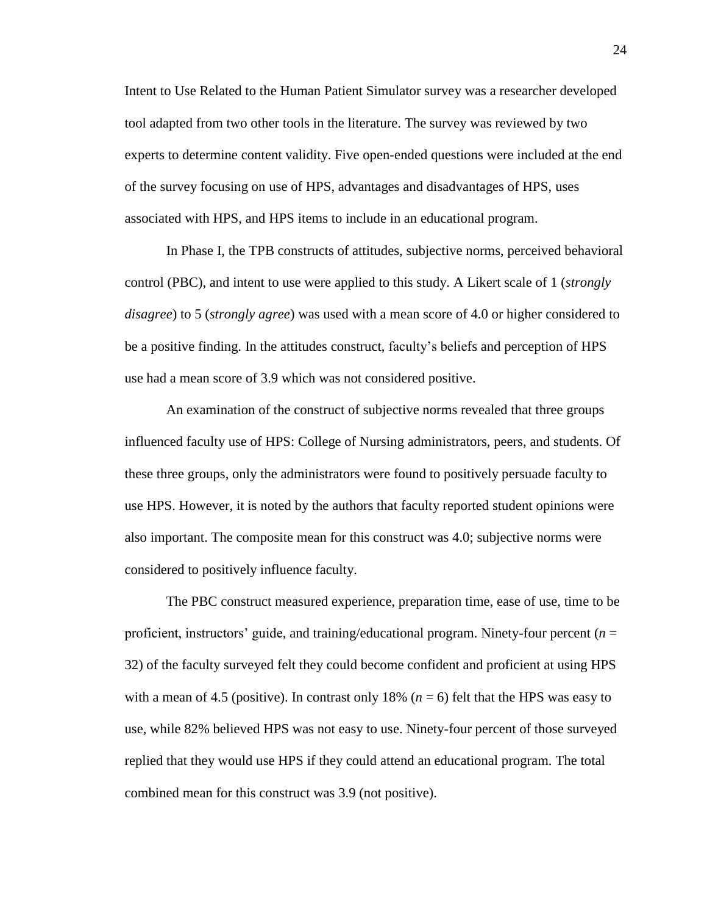Intent to Use Related to the Human Patient Simulator survey was a researcher developed tool adapted from two other tools in the literature. The survey was reviewed by two experts to determine content validity. Five open-ended questions were included at the end of the survey focusing on use of HPS, advantages and disadvantages of HPS, uses associated with HPS, and HPS items to include in an educational program.

In Phase I, the TPB constructs of attitudes, subjective norms, perceived behavioral control (PBC), and intent to use were applied to this study. A Likert scale of 1 (*strongly disagree*) to 5 (*strongly agree*) was used with a mean score of 4.0 or higher considered to be a positive finding. In the attitudes construct, faculty's beliefs and perception of HPS use had a mean score of 3.9 which was not considered positive.

An examination of the construct of subjective norms revealed that three groups influenced faculty use of HPS: College of Nursing administrators, peers, and students. Of these three groups, only the administrators were found to positively persuade faculty to use HPS. However, it is noted by the authors that faculty reported student opinions were also important. The composite mean for this construct was 4.0; subjective norms were considered to positively influence faculty.

The PBC construct measured experience, preparation time, ease of use, time to be proficient, instructors' guide, and training/educational program. Ninety-four percent ($n$ = 32) of the faculty surveyed felt they could become confident and proficient at using HPS with a mean of 4.5 (positive). In contrast only 18% ($n$ = 6) felt that the HPS was easy to use, while 82% believed HPS was not easy to use. Ninety-four percent of those surveyed replied that they would use HPS if they could attend an educational program. The total combined mean for this construct was 3.9 (not positive).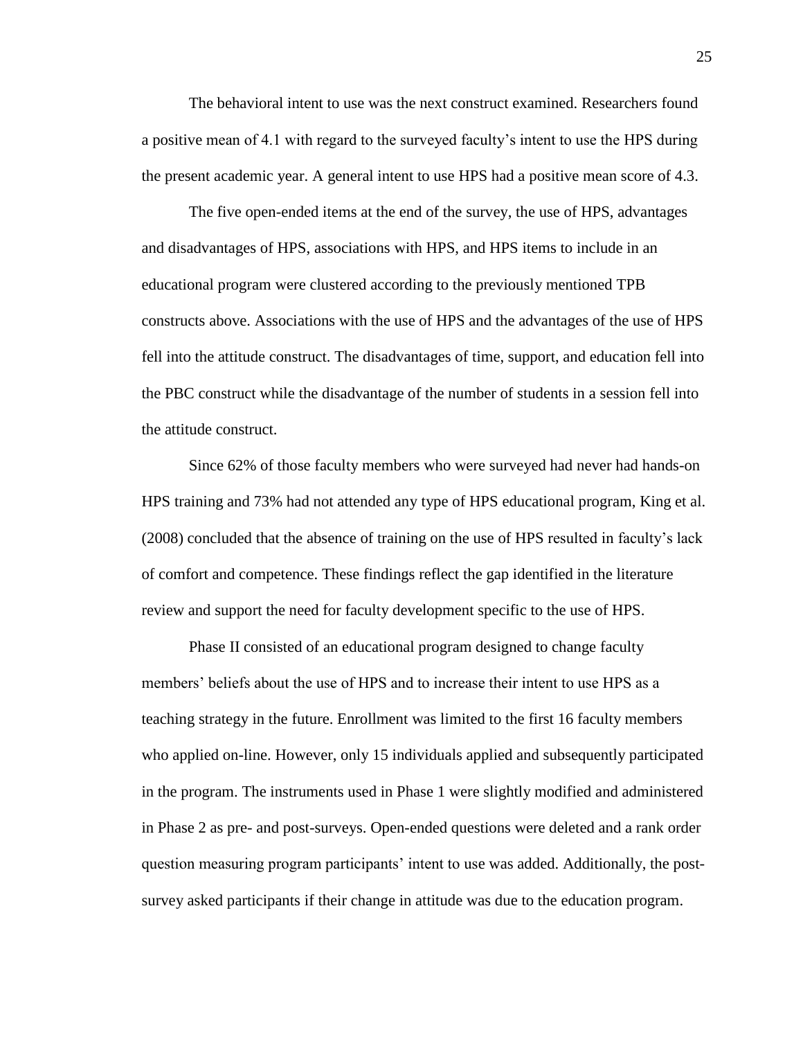The behavioral intent to use was the next construct examined. Researchers found a positive mean of 4.1 with regard to the surveyed faculty's intent to use the HPS during the present academic year. A general intent to use HPS had a positive mean score of 4.3.

The five open-ended items at the end of the survey, the use of HPS, advantages and disadvantages of HPS, associations with HPS, and HPS items to include in an educational program were clustered according to the previously mentioned TPB constructs above. Associations with the use of HPS and the advantages of the use of HPS fell into the attitude construct. The disadvantages of time, support, and education fell into the PBC construct while the disadvantage of the number of students in a session fell into the attitude construct.

Since 62% of those faculty members who were surveyed had never had hands-on HPS training and 73% had not attended any type of HPS educational program, King et al. (2008) concluded that the absence of training on the use of HPS resulted in faculty's lack of comfort and competence. These findings reflect the gap identified in the literature review and support the need for faculty development specific to the use of HPS.

Phase II consisted of an educational program designed to change faculty members' beliefs about the use of HPS and to increase their intent to use HPS as a teaching strategy in the future. Enrollment was limited to the first 16 faculty members who applied on-line. However, only 15 individuals applied and subsequently participated in the program. The instruments used in Phase 1 were slightly modified and administered in Phase 2 as pre- and post-surveys. Open-ended questions were deleted and a rank order question measuring program participants' intent to use was added. Additionally, the post-survey asked participants if their change in attitude was due to the education program.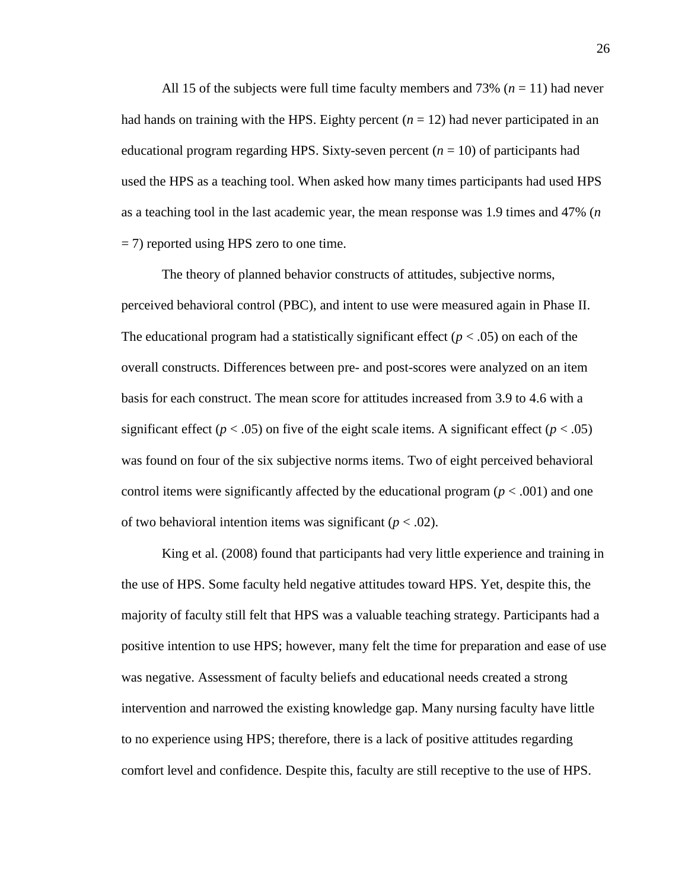All 15 of the subjects were full time faculty members and 73% ($n = 11$) had never had hands on training with the HPS. Eighty percent ($n = 12$) had never participated in an educational program regarding HPS. Sixty-seven percent ($n = 10$) of participants had used the HPS as a teaching tool. When asked how many times participants had used HPS as a teaching tool in the last academic year, the mean response was 1.9 times and 47% ($n = 7$) reported using HPS zero to one time.

The theory of planned behavior constructs of attitudes, subjective norms, perceived behavioral control (PBC), and intent to use were measured again in Phase II. The educational program had a statistically significant effect ($p < .05$) on each of the overall constructs. Differences between pre- and post-scores were analyzed on an item basis for each construct. The mean score for attitudes increased from 3.9 to 4.6 with a significant effect ($p < .05$) on five of the eight scale items. A significant effect ($p < .05$) was found on four of the six subjective norms items. Two of eight perceived behavioral control items were significantly affected by the educational program ($p < .001$) and one of two behavioral intention items was significant ($p < .02$).

King et al. (2008) found that participants had very little experience and training in the use of HPS. Some faculty held negative attitudes toward HPS. Yet, despite this, the majority of faculty still felt that HPS was a valuable teaching strategy. Participants had a positive intention to use HPS; however, many felt the time for preparation and ease of use was negative. Assessment of faculty beliefs and educational needs created a strong intervention and narrowed the existing knowledge gap. Many nursing faculty have little to no experience using HPS; therefore, there is a lack of positive attitudes regarding comfort level and confidence. Despite this, faculty are still receptive to the use of HPS.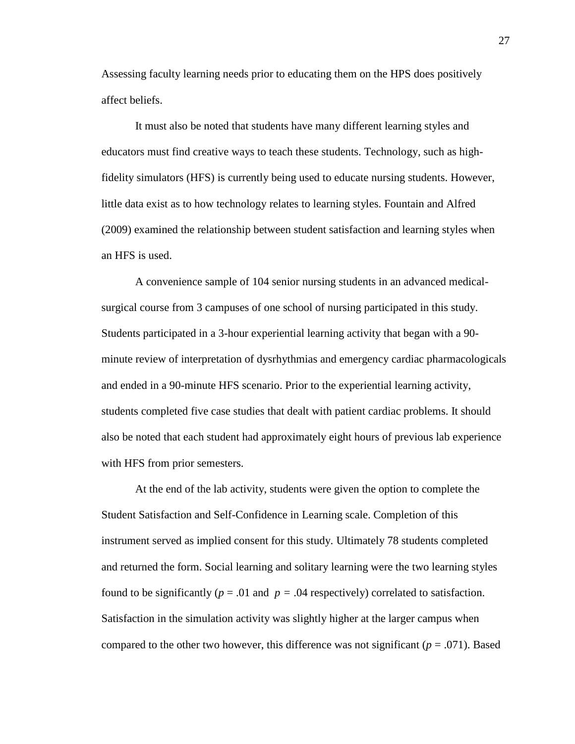Assessing faculty learning needs prior to educating them on the HPS does positively affect beliefs.

It must also be noted that students have many different learning styles and educators must find creative ways to teach these students. Technology, such as high-fidelity simulators (HFS) is currently being used to educate nursing students. However, little data exist as to how technology relates to learning styles. Fountain and Alfred (2009) examined the relationship between student satisfaction and learning styles when an HFS is used.

A convenience sample of 104 senior nursing students in an advanced medical-surgical course from 3 campuses of one school of nursing participated in this study. Students participated in a 3-hour experiential learning activity that began with a 90-minute review of interpretation of dysrhythmias and emergency cardiac pharmacologicals and ended in a 90-minute HFS scenario. Prior to the experiential learning activity, students completed five case studies that dealt with patient cardiac problems. It should also be noted that each student had approximately eight hours of previous lab experience with HFS from prior semesters.

At the end of the lab activity, students were given the option to complete the Student Satisfaction and Self-Confidence in Learning scale. Completion of this instrument served as implied consent for this study. Ultimately 78 students completed and returned the form. Social learning and solitary learning were the two learning styles found to be significantly ($p = .01$ and $p = .04$ respectively) correlated to satisfaction. Satisfaction in the simulation activity was slightly higher at the larger campus when compared to the other two however, this difference was not significant ($p = .071$). Based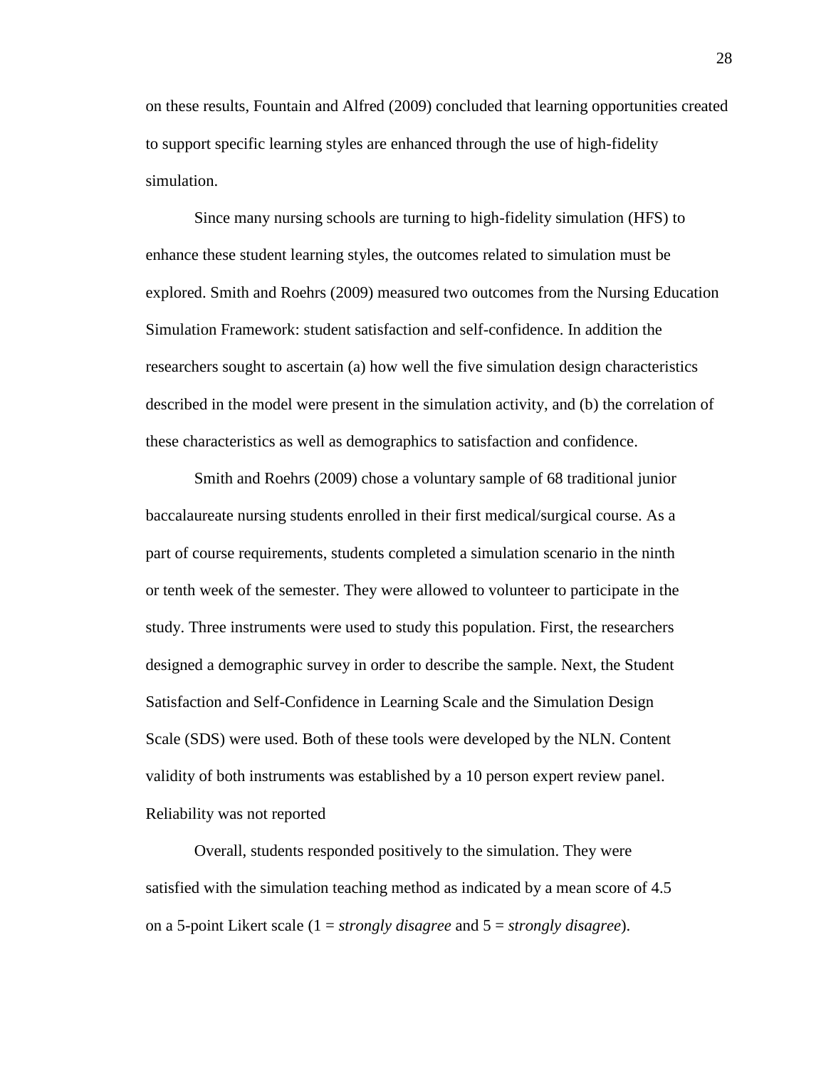on these results, Fountain and Alfred (2009) concluded that learning opportunities created to support specific learning styles are enhanced through the use of high-fidelity simulation.

Since many nursing schools are turning to high-fidelity simulation (HFS) to enhance these student learning styles, the outcomes related to simulation must be explored. Smith and Roehrs (2009) measured two outcomes from the Nursing Education Simulation Framework: student satisfaction and self-confidence. In addition the researchers sought to ascertain (a) how well the five simulation design characteristics described in the model were present in the simulation activity, and (b) the correlation of these characteristics as well as demographics to satisfaction and confidence.

Smith and Roehrs (2009) chose a voluntary sample of 68 traditional junior baccalaureate nursing students enrolled in their first medical/surgical course. As a part of course requirements, students completed a simulation scenario in the ninth or tenth week of the semester. They were allowed to volunteer to participate in the study. Three instruments were used to study this population. First, the researchers designed a demographic survey in order to describe the sample. Next, the Student Satisfaction and Self-Confidence in Learning Scale and the Simulation Design Scale (SDS) were used. Both of these tools were developed by the NLN. Content validity of both instruments was established by a 10 person expert review panel. Reliability was not reported

Overall, students responded positively to the simulation. They were satisfied with the simulation teaching method as indicated by a mean score of 4.5 on a 5-point Likert scale (1 = *strongly disagree* and 5 = *strongly disagree*).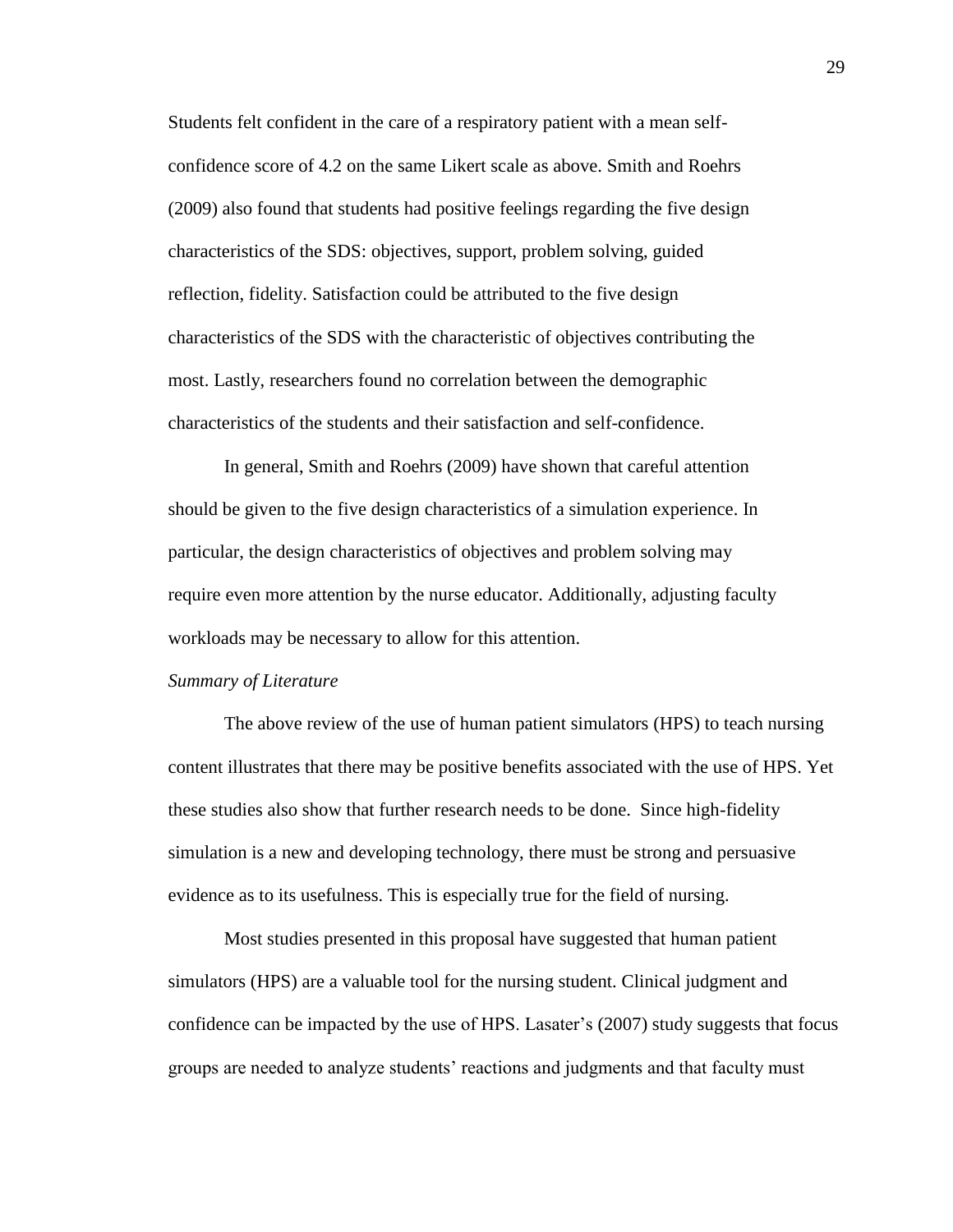Students felt confident in the care of a respiratory patient with a mean self-confidence score of 4.2 on the same Likert scale as above. Smith and Roehrs (2009) also found that students had positive feelings regarding the five design characteristics of the SDS: objectives, support, problem solving, guided reflection, fidelity. Satisfaction could be attributed to the five design characteristics of the SDS with the characteristic of objectives contributing the most. Lastly, researchers found no correlation between the demographic characteristics of the students and their satisfaction and self-confidence.

In general, Smith and Roehrs (2009) have shown that careful attention should be given to the five design characteristics of a simulation experience. In particular, the design characteristics of objectives and problem solving may require even more attention by the nurse educator. Additionally, adjusting faculty workloads may be necessary to allow for this attention.

*Summary of Literature*

The above review of the use of human patient simulators (HPS) to teach nursing content illustrates that there may be positive benefits associated with the use of HPS. Yet these studies also show that further research needs to be done. Since high-fidelity simulation is a new and developing technology, there must be strong and persuasive evidence as to its usefulness. This is especially true for the field of nursing.

Most studies presented in this proposal have suggested that human patient simulators (HPS) are a valuable tool for the nursing student. Clinical judgment and confidence can be impacted by the use of HPS. Lasater's (2007) study suggests that focus groups are needed to analyze students' reactions and judgments and that faculty must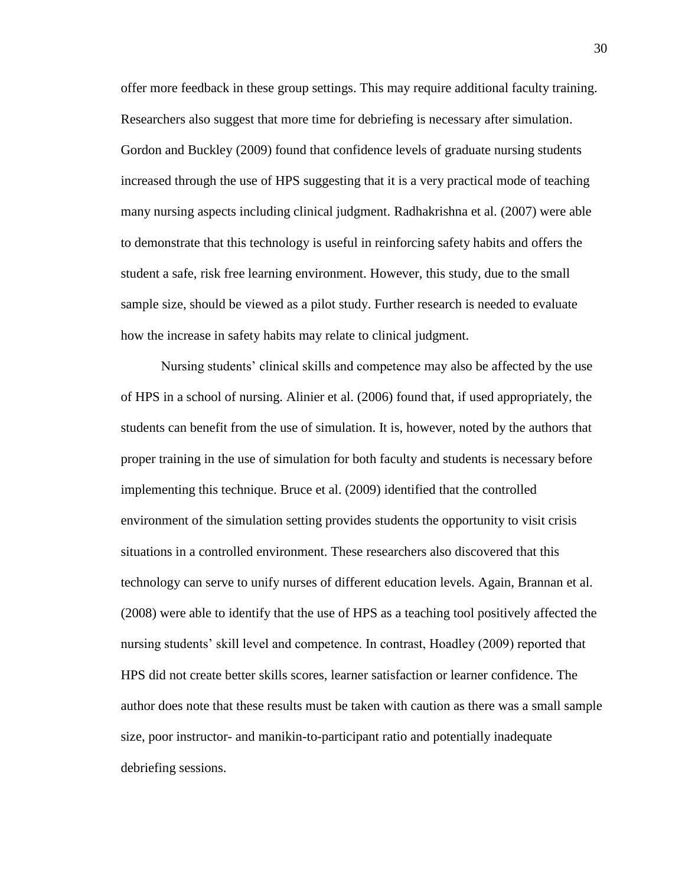offer more feedback in these group settings. This may require additional faculty training. Researchers also suggest that more time for debriefing is necessary after simulation. Gordon and Buckley (2009) found that confidence levels of graduate nursing students increased through the use of HPS suggesting that it is a very practical mode of teaching many nursing aspects including clinical judgment. Radhakrishna et al. (2007) were able to demonstrate that this technology is useful in reinforcing safety habits and offers the student a safe, risk free learning environment. However, this study, due to the small sample size, should be viewed as a pilot study. Further research is needed to evaluate how the increase in safety habits may relate to clinical judgment.

Nursing students' clinical skills and competence may also be affected by the use of HPS in a school of nursing. Alinier et al. (2006) found that, if used appropriately, the students can benefit from the use of simulation. It is, however, noted by the authors that proper training in the use of simulation for both faculty and students is necessary before implementing this technique. Bruce et al. (2009) identified that the controlled environment of the simulation setting provides students the opportunity to visit crisis situations in a controlled environment. These researchers also discovered that this technology can serve to unify nurses of different education levels. Again, Brannan et al. (2008) were able to identify that the use of HPS as a teaching tool positively affected the nursing students' skill level and competence. In contrast, Hoadley (2009) reported that HPS did not create better skills scores, learner satisfaction or learner confidence. The author does note that these results must be taken with caution as there was a small sample size, poor instructor- and manikin-to-participant ratio and potentially inadequate debriefing sessions.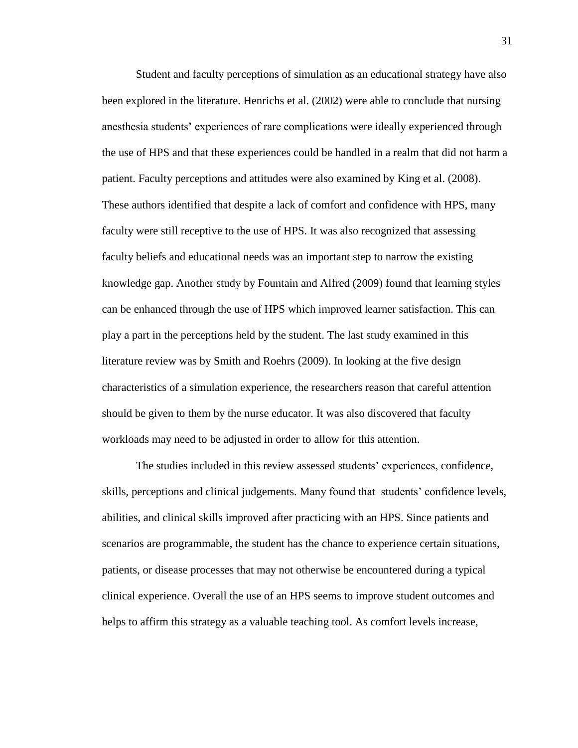Student and faculty perceptions of simulation as an educational strategy have also been explored in the literature. Henrichs et al. (2002) were able to conclude that nursing anesthesia students' experiences of rare complications were ideally experienced through the use of HPS and that these experiences could be handled in a realm that did not harm a patient. Faculty perceptions and attitudes were also examined by King et al. (2008). These authors identified that despite a lack of comfort and confidence with HPS, many faculty were still receptive to the use of HPS. It was also recognized that assessing faculty beliefs and educational needs was an important step to narrow the existing knowledge gap. Another study by Fountain and Alfred (2009) found that learning styles can be enhanced through the use of HPS which improved learner satisfaction. This can play a part in the perceptions held by the student. The last study examined in this literature review was by Smith and Roehrs (2009). In looking at the five design characteristics of a simulation experience, the researchers reason that careful attention should be given to them by the nurse educator. It was also discovered that faculty workloads may need to be adjusted in order to allow for this attention.

The studies included in this review assessed students' experiences, confidence, skills, perceptions and clinical judgements. Many found that students' confidence levels, abilities, and clinical skills improved after practicing with an HPS. Since patients and scenarios are programmable, the student has the chance to experience certain situations, patients, or disease processes that may not otherwise be encountered during a typical clinical experience. Overall the use of an HPS seems to improve student outcomes and helps to affirm this strategy as a valuable teaching tool. As comfort levels increase,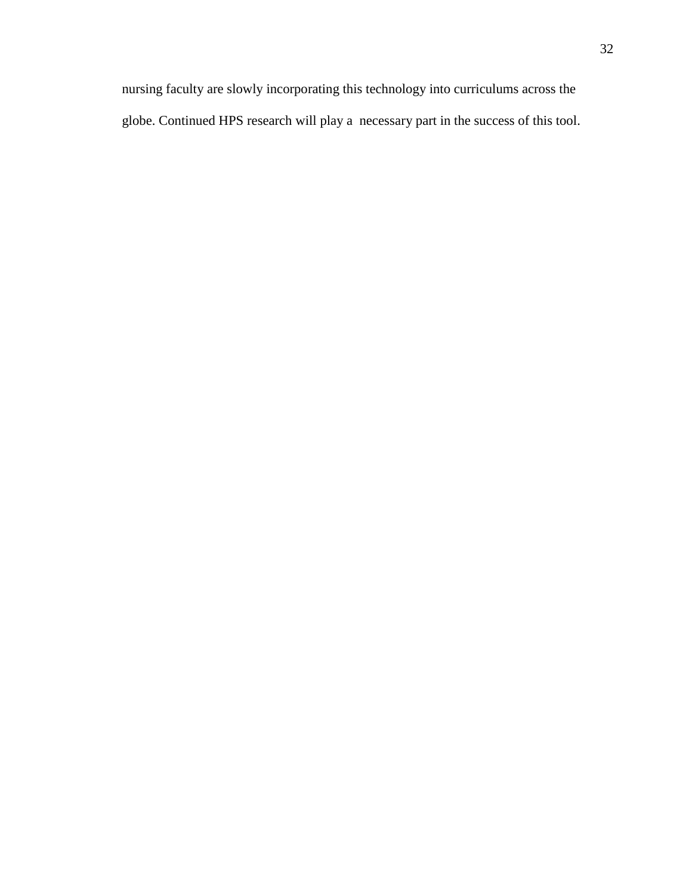nursing faculty are slowly incorporating this technology into curriculums across the globe. Continued HPS research will play a necessary part in the success of this tool.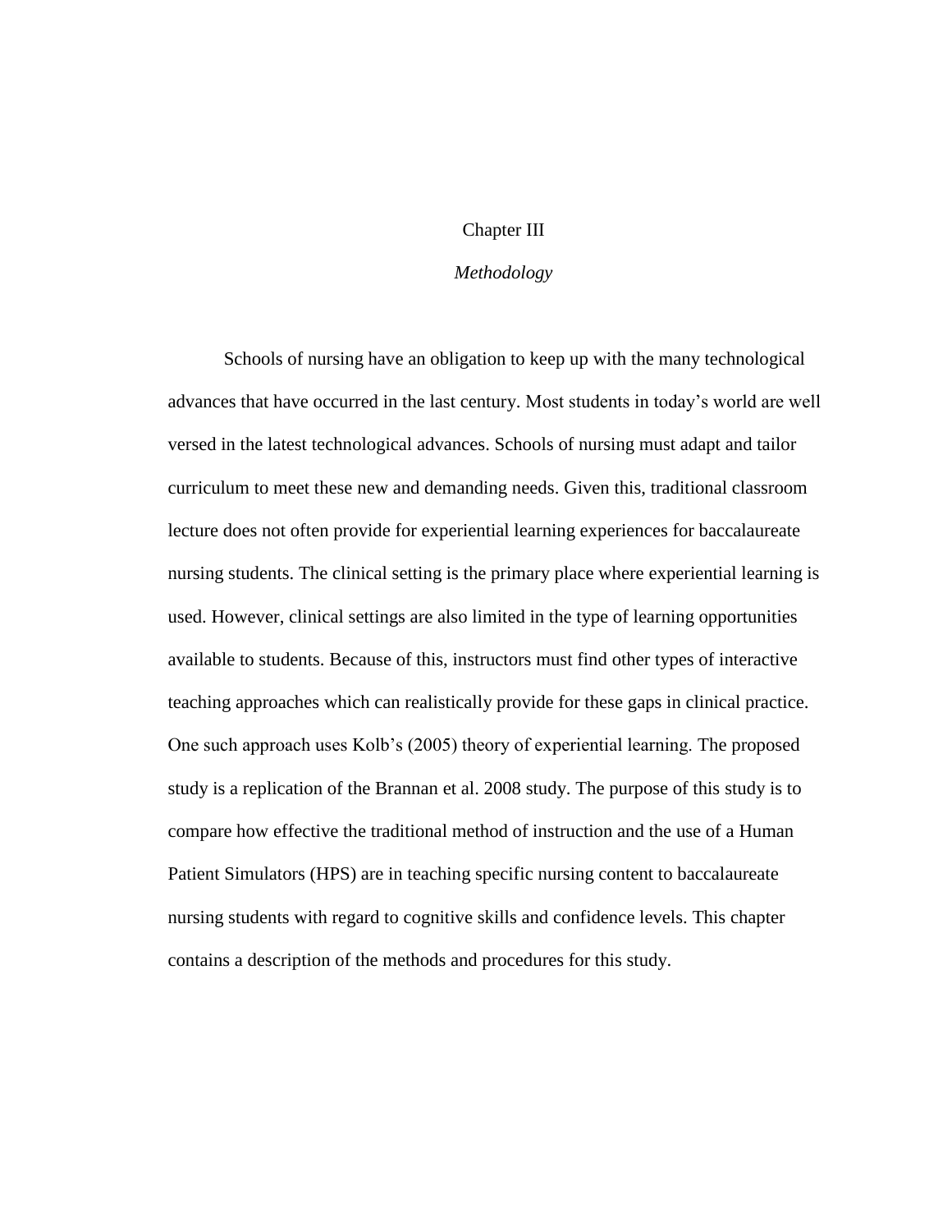# Chapter III

## *Methodology*

Schools of nursing have an obligation to keep up with the many technological advances that have occurred in the last century. Most students in today's world are well versed in the latest technological advances. Schools of nursing must adapt and tailor curriculum to meet these new and demanding needs. Given this, traditional classroom lecture does not often provide for experiential learning experiences for baccalaureate nursing students. The clinical setting is the primary place where experiential learning is used. However, clinical settings are also limited in the type of learning opportunities available to students. Because of this, instructors must find other types of interactive teaching approaches which can realistically provide for these gaps in clinical practice. One such approach uses Kolb's (2005) theory of experiential learning. The proposed study is a replication of the Brannan et al. 2008 study. The purpose of this study is to compare how effective the traditional method of instruction and the use of a Human Patient Simulators (HPS) are in teaching specific nursing content to baccalaureate nursing students with regard to cognitive skills and confidence levels. This chapter contains a description of the methods and procedures for this study.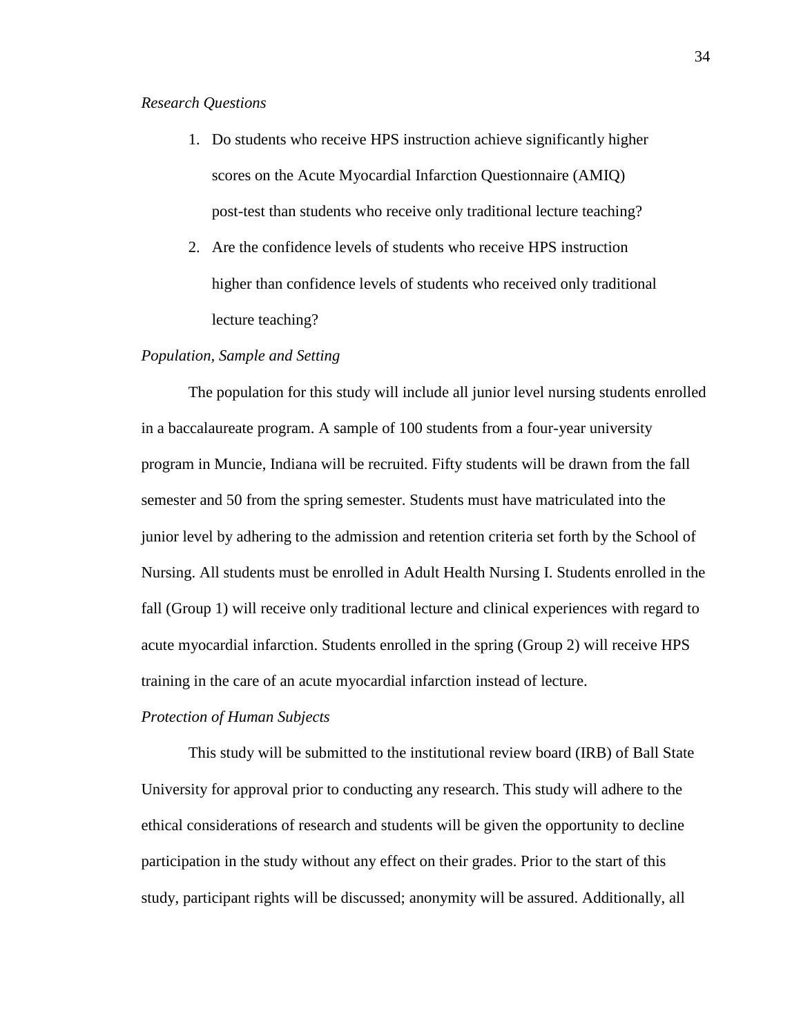*Research Questions*

1. Do students who receive HPS instruction achieve significantly higher scores on the Acute Myocardial Infarction Questionnaire (AMIQ) post-test than students who receive only traditional lecture teaching?
2. Are the confidence levels of students who receive HPS instruction higher than confidence levels of students who received only traditional lecture teaching?

*Population, Sample and Setting*

The population for this study will include all junior level nursing students enrolled in a baccalaureate program. A sample of 100 students from a four-year university program in Muncie, Indiana will be recruited. Fifty students will be drawn from the fall semester and 50 from the spring semester. Students must have matriculated into the junior level by adhering to the admission and retention criteria set forth by the School of Nursing. All students must be enrolled in Adult Health Nursing I. Students enrolled in the fall (Group 1) will receive only traditional lecture and clinical experiences with regard to acute myocardial infarction. Students enrolled in the spring (Group 2) will receive HPS training in the care of an acute myocardial infarction instead of lecture.

*Protection of Human Subjects*

This study will be submitted to the institutional review board (IRB) of Ball State University for approval prior to conducting any research. This study will adhere to the ethical considerations of research and students will be given the opportunity to decline participation in the study without any effect on their grades. Prior to the start of this study, participant rights will be discussed; anonymity will be assured. Additionally, all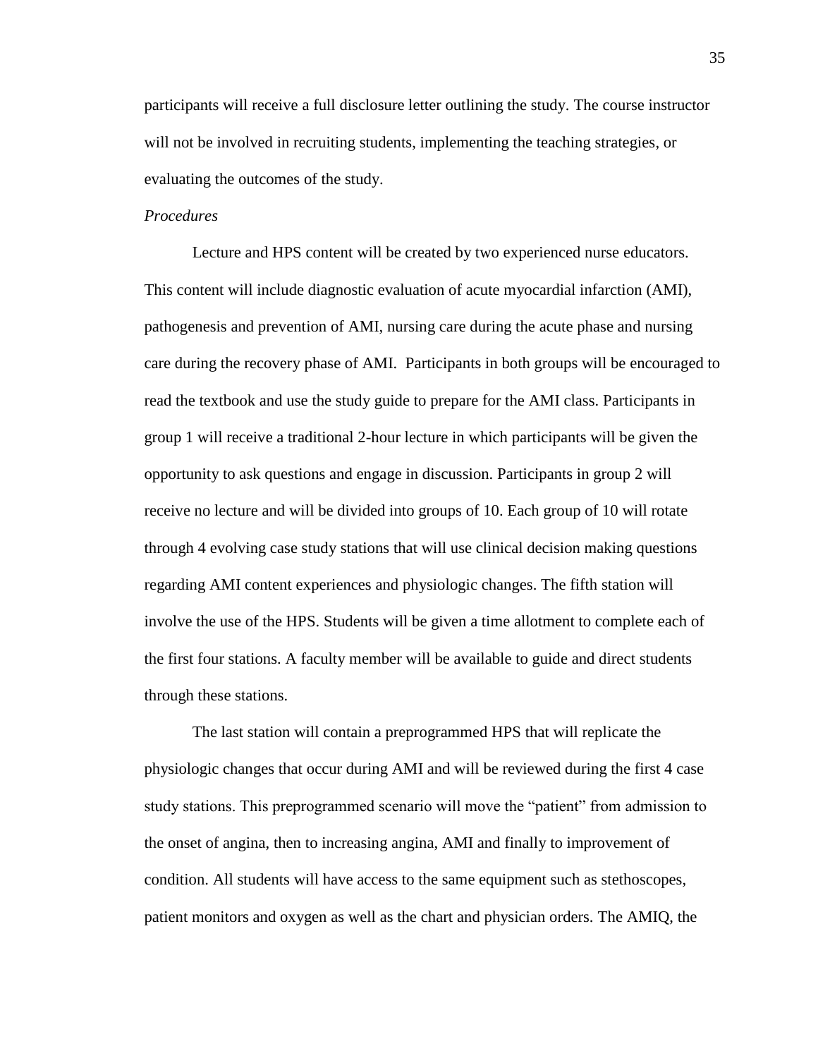participants will receive a full disclosure letter outlining the study. The course instructor will not be involved in recruiting students, implementing the teaching strategies, or evaluating the outcomes of the study.

*Procedures*

Lecture and HPS content will be created by two experienced nurse educators. This content will include diagnostic evaluation of acute myocardial infarction (AMI), pathogenesis and prevention of AMI, nursing care during the acute phase and nursing care during the recovery phase of AMI. Participants in both groups will be encouraged to read the textbook and use the study guide to prepare for the AMI class. Participants in group 1 will receive a traditional 2-hour lecture in which participants will be given the opportunity to ask questions and engage in discussion. Participants in group 2 will receive no lecture and will be divided into groups of 10. Each group of 10 will rotate through 4 evolving case study stations that will use clinical decision making questions regarding AMI content experiences and physiologic changes. The fifth station will involve the use of the HPS. Students will be given a time allotment to complete each of the first four stations. A faculty member will be available to guide and direct students through these stations.

The last station will contain a preprogrammed HPS that will replicate the physiologic changes that occur during AMI and will be reviewed during the first 4 case study stations. This preprogrammed scenario will move the "patient" from admission to the onset of angina, then to increasing angina, AMI and finally to improvement of condition. All students will have access to the same equipment such as stethoscopes, patient monitors and oxygen as well as the chart and physician orders. The AMIQ, the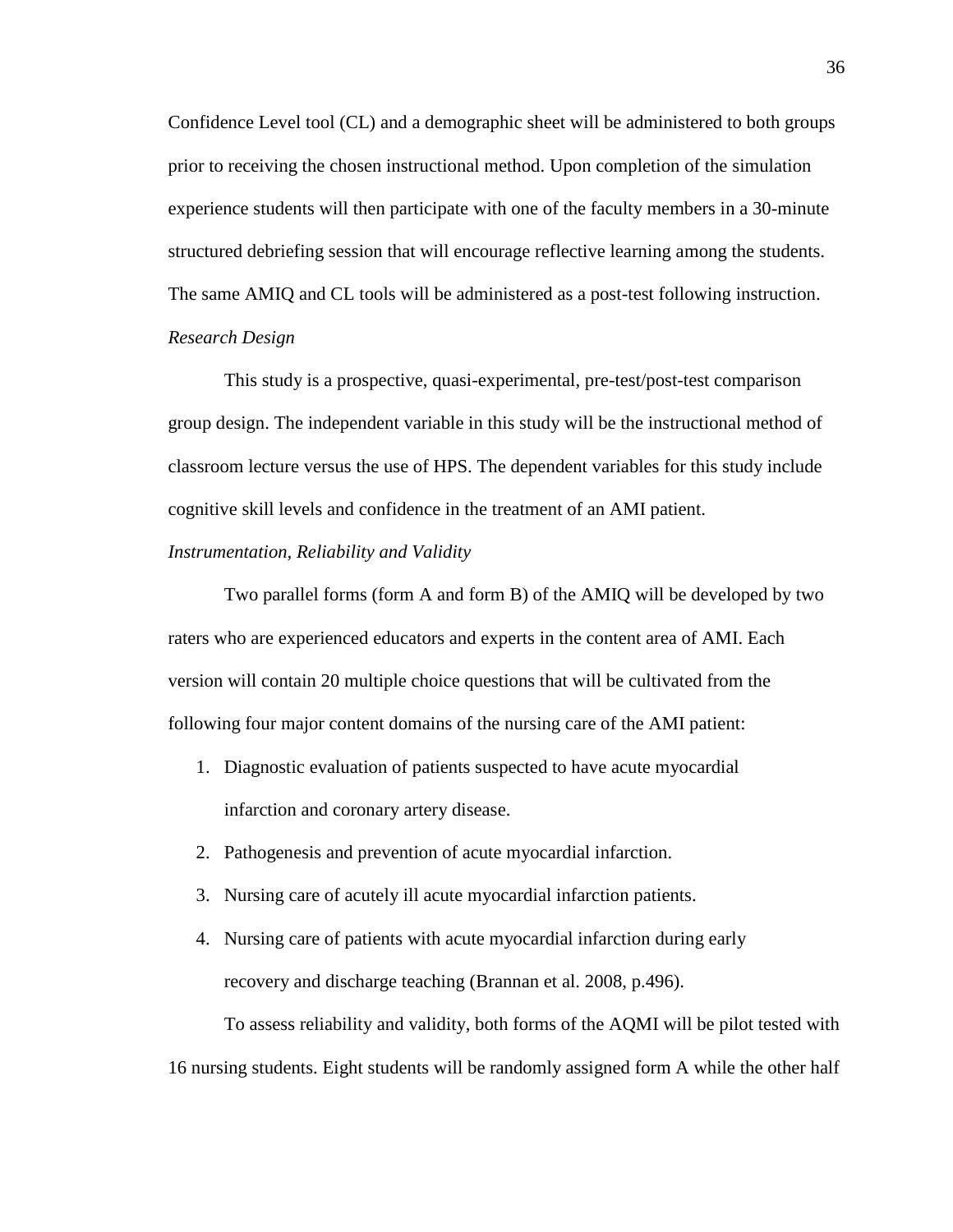Confidence Level tool (CL) and a demographic sheet will be administered to both groups prior to receiving the chosen instructional method. Upon completion of the simulation experience students will then participate with one of the faculty members in a 30-minute structured debriefing session that will encourage reflective learning among the students. The same AMIQ and CL tools will be administered as a post-test following instruction.

*Research Design*

This study is a prospective, quasi-experimental, pre-test/post-test comparison group design. The independent variable in this study will be the instructional method of classroom lecture versus the use of HPS. The dependent variables for this study include cognitive skill levels and confidence in the treatment of an AMI patient.

*Instrumentation, Reliability and Validity*

Two parallel forms (form A and form B) of the AMIQ will be developed by two raters who are experienced educators and experts in the content area of AMI. Each version will contain 20 multiple choice questions that will be cultivated from the following four major content domains of the nursing care of the AMI patient:

1. Diagnostic evaluation of patients suspected to have acute myocardial infarction and coronary artery disease.
2. Pathogenesis and prevention of acute myocardial infarction.
3. Nursing care of acutely ill acute myocardial infarction patients.
4. Nursing care of patients with acute myocardial infarction during early recovery and discharge teaching (Brannan et al. 2008, p.496).

To assess reliability and validity, both forms of the AQMI will be pilot tested with 16 nursing students. Eight students will be randomly assigned form A while the other half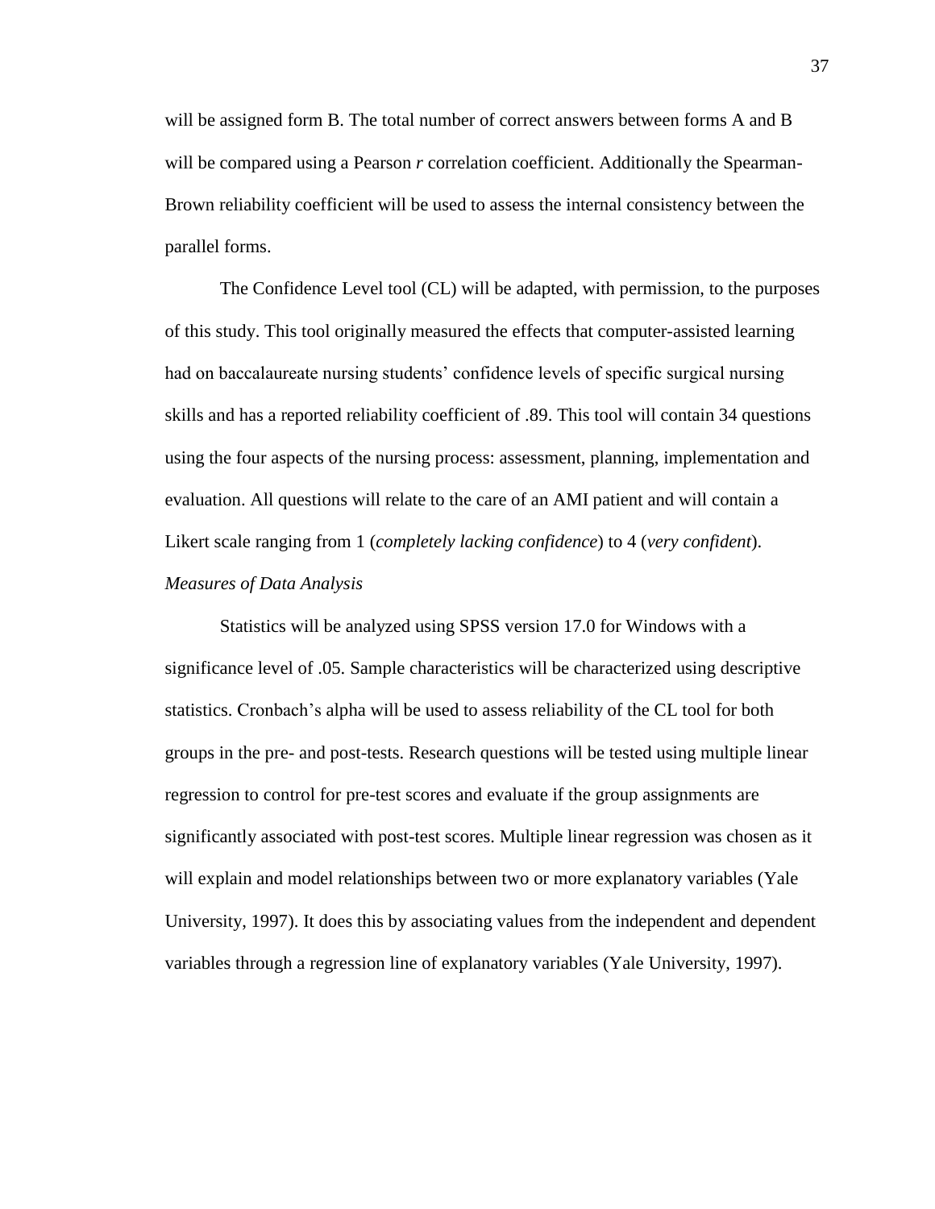will be assigned form B. The total number of correct answers between forms A and B will be compared using a Pearson *r* correlation coefficient. Additionally the Spearman-Brown reliability coefficient will be used to assess the internal consistency between the parallel forms.

The Confidence Level tool (CL) will be adapted, with permission, to the purposes of this study. This tool originally measured the effects that computer-assisted learning had on baccalaureate nursing students' confidence levels of specific surgical nursing skills and has a reported reliability coefficient of .89. This tool will contain 34 questions using the four aspects of the nursing process: assessment, planning, implementation and evaluation. All questions will relate to the care of an AMI patient and will contain a Likert scale ranging from 1 (*completely lacking confidence*) to 4 (*very confident*).

*Measures of Data Analysis*

Statistics will be analyzed using SPSS version 17.0 for Windows with a significance level of .05. Sample characteristics will be characterized using descriptive statistics. Cronbach's alpha will be used to assess reliability of the CL tool for both groups in the pre- and post-tests. Research questions will be tested using multiple linear regression to control for pre-test scores and evaluate if the group assignments are significantly associated with post-test scores. Multiple linear regression was chosen as it will explain and model relationships between two or more explanatory variables (Yale University, 1997). It does this by associating values from the independent and dependent variables through a regression line of explanatory variables (Yale University, 1997).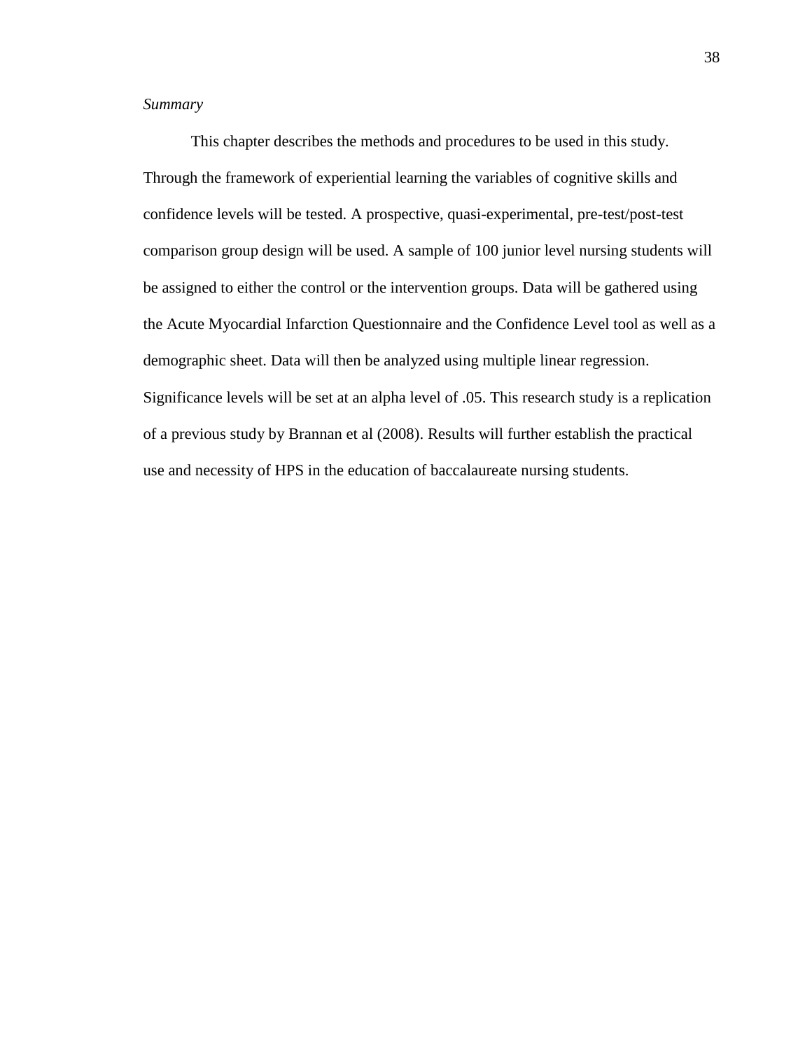*Summary*

This chapter describes the methods and procedures to be used in this study. Through the framework of experiential learning the variables of cognitive skills and confidence levels will be tested. A prospective, quasi-experimental, pre-test/post-test comparison group design will be used. A sample of 100 junior level nursing students will be assigned to either the control or the intervention groups. Data will be gathered using the Acute Myocardial Infarction Questionnaire and the Confidence Level tool as well as a demographic sheet. Data will then be analyzed using multiple linear regression. Significance levels will be set at an alpha level of .05. This research study is a replication of a previous study by Brannan et al (2008). Results will further establish the practical use and necessity of HPS in the education of baccalaureate nursing students.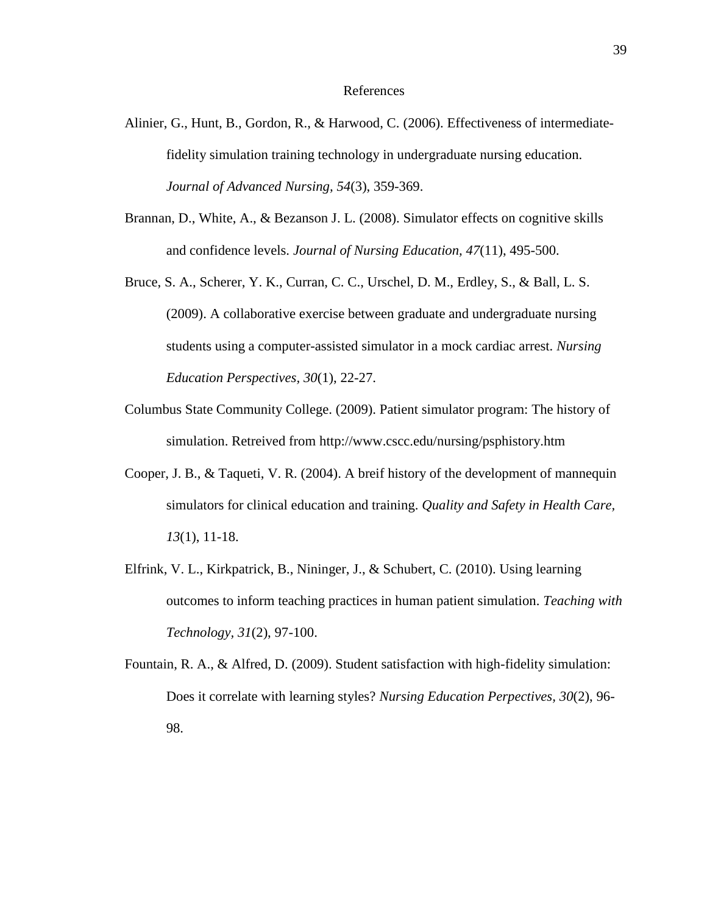# References

Alinier, G., Hunt, B., Gordon, R., & Harwood, C. (2006). Effectiveness of intermediate-fidelity simulation training technology in undergraduate nursing education. *Journal of Advanced Nursing, 54*(3), 359-369.

Brannan, D., White, A., & Bezanson J. L. (2008). Simulator effects on cognitive skills and confidence levels. *Journal of Nursing Education, 47*(11), 495-500.

Bruce, S. A., Scherer, Y. K., Curran, C. C., Urschel, D. M., Erdley, S., & Ball, L. S. (2009). A collaborative exercise between graduate and undergraduate nursing students using a computer-assisted simulator in a mock cardiac arrest. *Nursing Education Perspectives, 30*(1), 22-27.

Columbus State Community College. (2009). Patient simulator program: The history of simulation. Retreived from http://www.cscc.edu/nursing/psphistory.htm

Cooper, J. B., & Taqueti, V. R. (2004). A breif history of the development of mannequin simulators for clinical education and training. *Quality and Safety in Health Care, 13*(1), 11-18.

Elfrink, V. L., Kirkpatrick, B., Nininger, J., & Schubert, C. (2010). Using learning outcomes to inform teaching practices in human patient simulation. *Teaching with Technology, 31*(2), 97-100.

Fountain, R. A., & Alfred, D. (2009). Student satisfaction with high-fidelity simulation: Does it correlate with learning styles? *Nursing Education Perpectives, 30*(2), 96-98.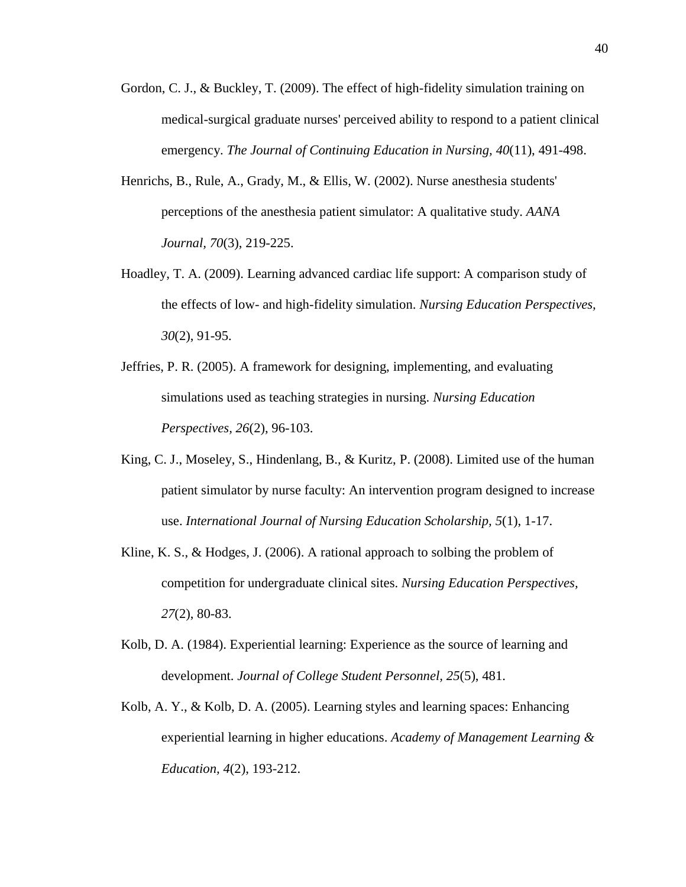Gordon, C. J., & Buckley, T. (2009). The effect of high-fidelity simulation training on medical-surgical graduate nurses' perceived ability to respond to a patient clinical emergency. *The Journal of Continuing Education in Nursing, 40*(11), 491-498.

Henrichs, B., Rule, A., Grady, M., & Ellis, W. (2002). Nurse anesthesia students' perceptions of the anesthesia patient simulator: A qualitative study. *AANA Journal, 70*(3), 219-225.

Hoadley, T. A. (2009). Learning advanced cardiac life support: A comparison study of the effects of low- and high-fidelity simulation. *Nursing Education Perspectives, 30*(2), 91-95.

Jeffries, P. R. (2005). A framework for designing, implementing, and evaluating simulations used as teaching strategies in nursing. *Nursing Education Perspectives, 26*(2), 96-103.

King, C. J., Moseley, S., Hindenlang, B., & Kuritz, P. (2008). Limited use of the human patient simulator by nurse faculty: An intervention program designed to increase use. *International Journal of Nursing Education Scholarship, 5*(1), 1-17.

Kline, K. S., & Hodges, J. (2006). A rational approach to solbing the problem of competition for undergraduate clinical sites. *Nursing Education Perspectives, 27*(2), 80-83.

Kolb, D. A. (1984). Experiential learning: Experience as the source of learning and development. *Journal of College Student Personnel, 25*(5), 481.

Kolb, A. Y., & Kolb, D. A. (2005). Learning styles and learning spaces: Enhancing experiential learning in higher educations. *Academy of Management Learning & Education, 4*(2), 193-212.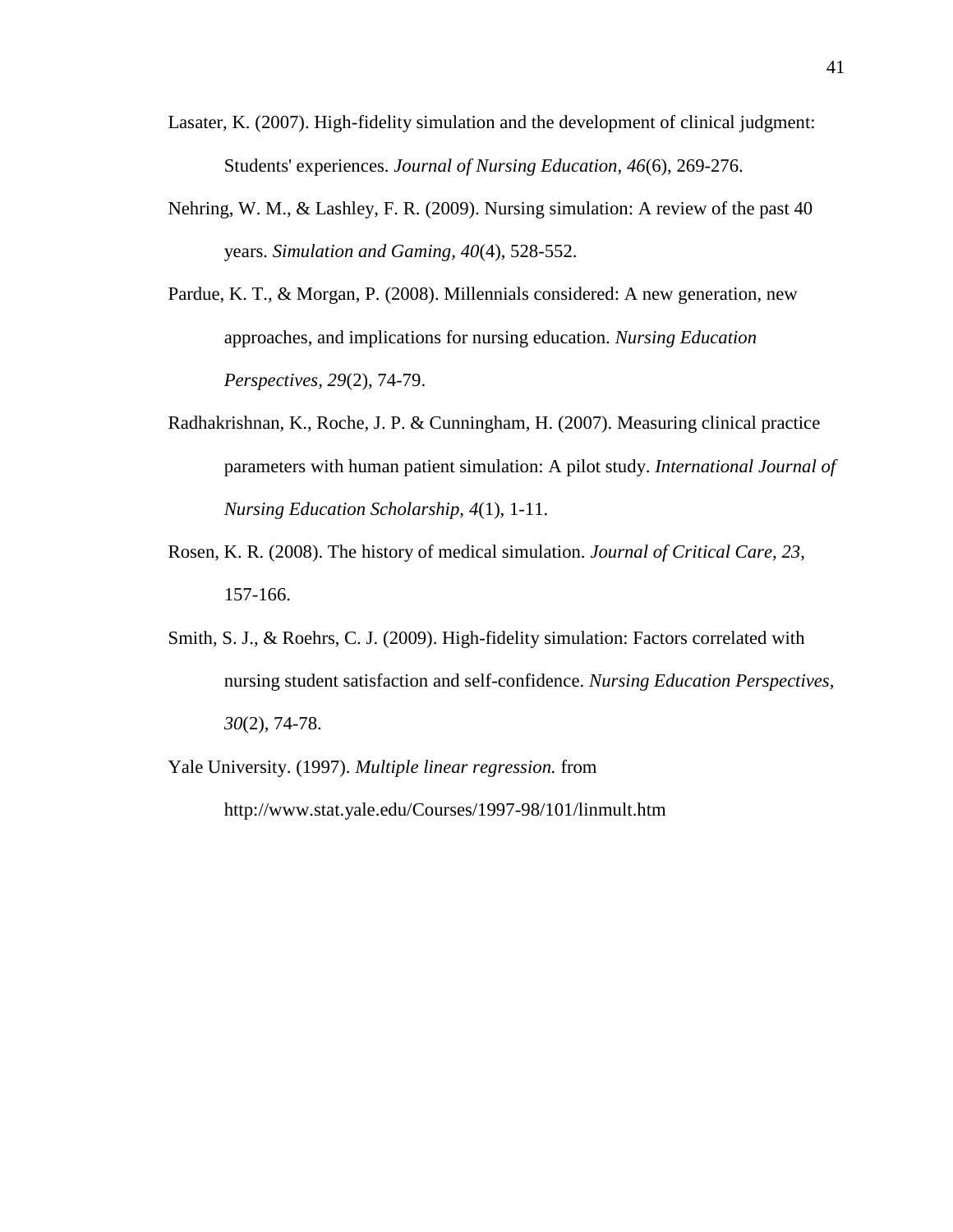Lasater, K. (2007). High-fidelity simulation and the development of clinical judgment: Students' experiences. *Journal of Nursing Education*, *46*(6), 269-276.

Nehring, W. M., & Lashley, F. R. (2009). Nursing simulation: A review of the past 40 years. *Simulation and Gaming, 40*(4), 528-552.

Pardue, K. T., & Morgan, P. (2008). Millennials considered: A new generation, new approaches, and implications for nursing education. *Nursing Education Perspectives*, *29*(2), 74-79.

Radhakrishnan, K., Roche, J. P. & Cunningham, H. (2007). Measuring clinical practice parameters with human patient simulation: A pilot study. *International Journal of Nursing Education Scholarship*, *4*(1), 1-11.

Rosen, K. R. (2008). The history of medical simulation. *Journal of Critical Care, 23*, 157-166.

Smith, S. J., & Roehrs, C. J. (2009). High-fidelity simulation: Factors correlated with nursing student satisfaction and self-confidence. *Nursing Education Perspectives, 30*(2), 74-78.

Yale University. (1997). *Multiple linear regression.* from http://www.stat.yale.edu/Courses/1997-98/101/linmult.htm